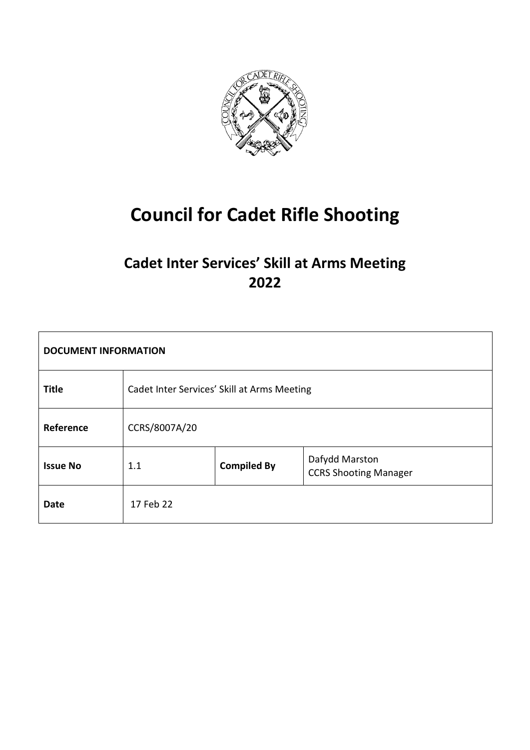# Council for Cadet Rifle Shooting

## Cadet Inter Services' Skill at Arms Meeting 2022

| DOCUMENT INFORMATION | | | |
|---|---|---|---|
| **Title** | Cadet Inter Services' Skill at Arms Meeting | | |
| **Reference** | CCRS/8007A/20 | | |
| **Issue No** | 1.1 | **Compiled By** | Dafydd Marston<br>CCRS Shooting Manager |
| **Date** | 17 Feb 22 | | |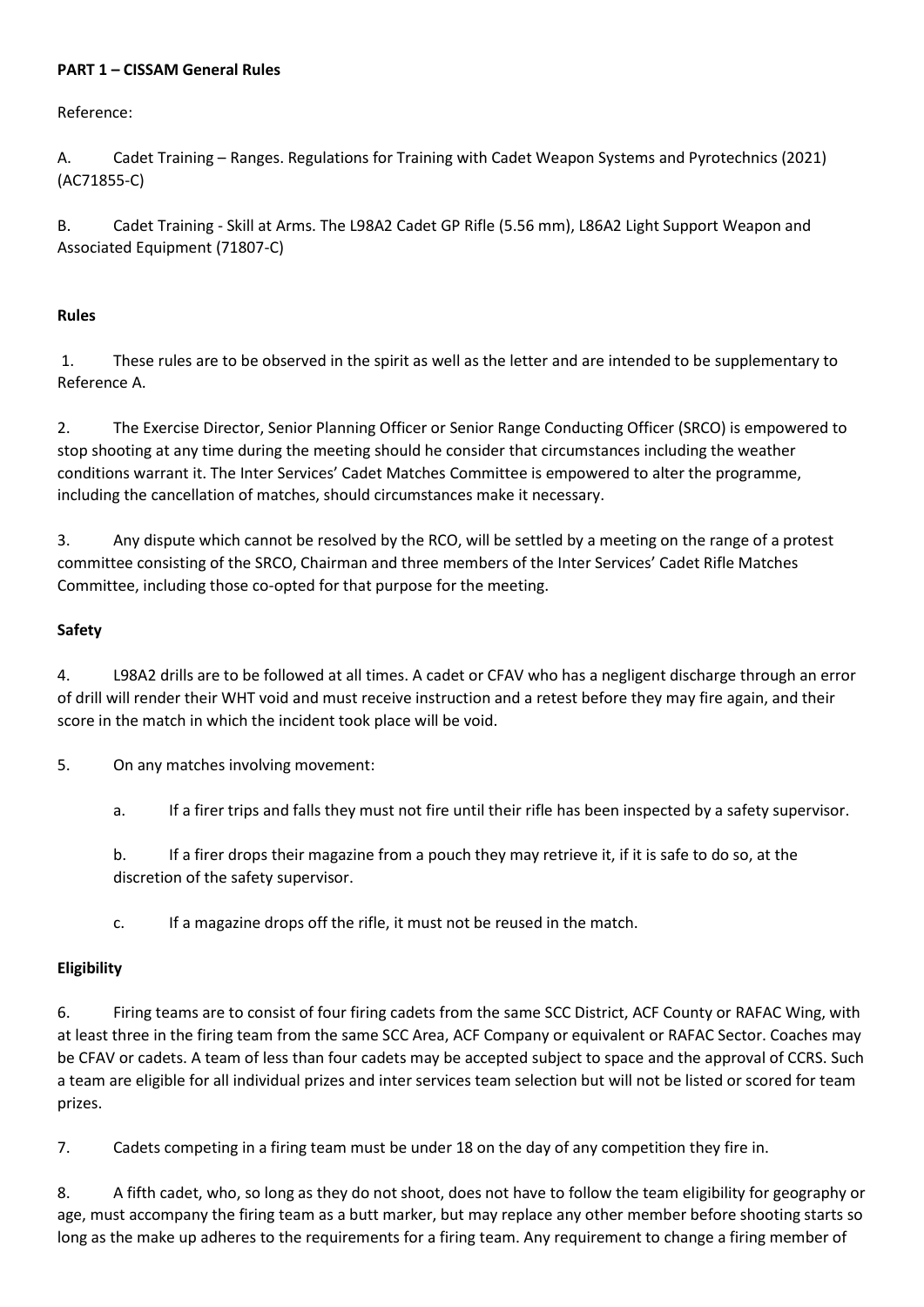**PART 1 – CISSAM General Rules**

Reference:

A. Cadet Training – Ranges. Regulations for Training with Cadet Weapon Systems and Pyrotechnics (2021) (AC71855-C)

B. Cadet Training - Skill at Arms. The L98A2 Cadet GP Rifle (5.56 mm), L86A2 Light Support Weapon and Associated Equipment (71807-C)

**Rules**

1. These rules are to be observed in the spirit as well as the letter and are intended to be supplementary to Reference A.

2. The Exercise Director, Senior Planning Officer or Senior Range Conducting Officer (SRCO) is empowered to stop shooting at any time during the meeting should he consider that circumstances including the weather conditions warrant it. The Inter Services' Cadet Matches Committee is empowered to alter the programme, including the cancellation of matches, should circumstances make it necessary.

3. Any dispute which cannot be resolved by the RCO, will be settled by a meeting on the range of a protest committee consisting of the SRCO, Chairman and three members of the Inter Services' Cadet Rifle Matches Committee, including those co-opted for that purpose for the meeting.

**Safety**

4. L98A2 drills are to be followed at all times. A cadet or CFAV who has a negligent discharge through an error of drill will render their WHT void and must receive instruction and a retest before they may fire again, and their score in the match in which the incident took place will be void.

5. On any matches involving movement:

   a. If a firer trips and falls they must not fire until their rifle has been inspected by a safety supervisor.

   b. If a firer drops their magazine from a pouch they may retrieve it, if it is safe to do so, at the discretion of the safety supervisor.

   c. If a magazine drops off the rifle, it must not be reused in the match.

**Eligibility**

6. Firing teams are to consist of four firing cadets from the same SCC District, ACF County or RAFAC Wing, with at least three in the firing team from the same SCC Area, ACF Company or equivalent or RAFAC Sector. Coaches may be CFAV or cadets. A team of less than four cadets may be accepted subject to space and the approval of CCRS. Such a team are eligible for all individual prizes and inter services team selection but will not be listed or scored for team prizes.

7. Cadets competing in a firing team must be under 18 on the day of any competition they fire in.

8. A fifth cadet, who, so long as they do not shoot, does not have to follow the team eligibility for geography or age, must accompany the firing team as a butt marker, but may replace any other member before shooting starts so long as the make up adheres to the requirements for a firing team. Any requirement to change a firing member of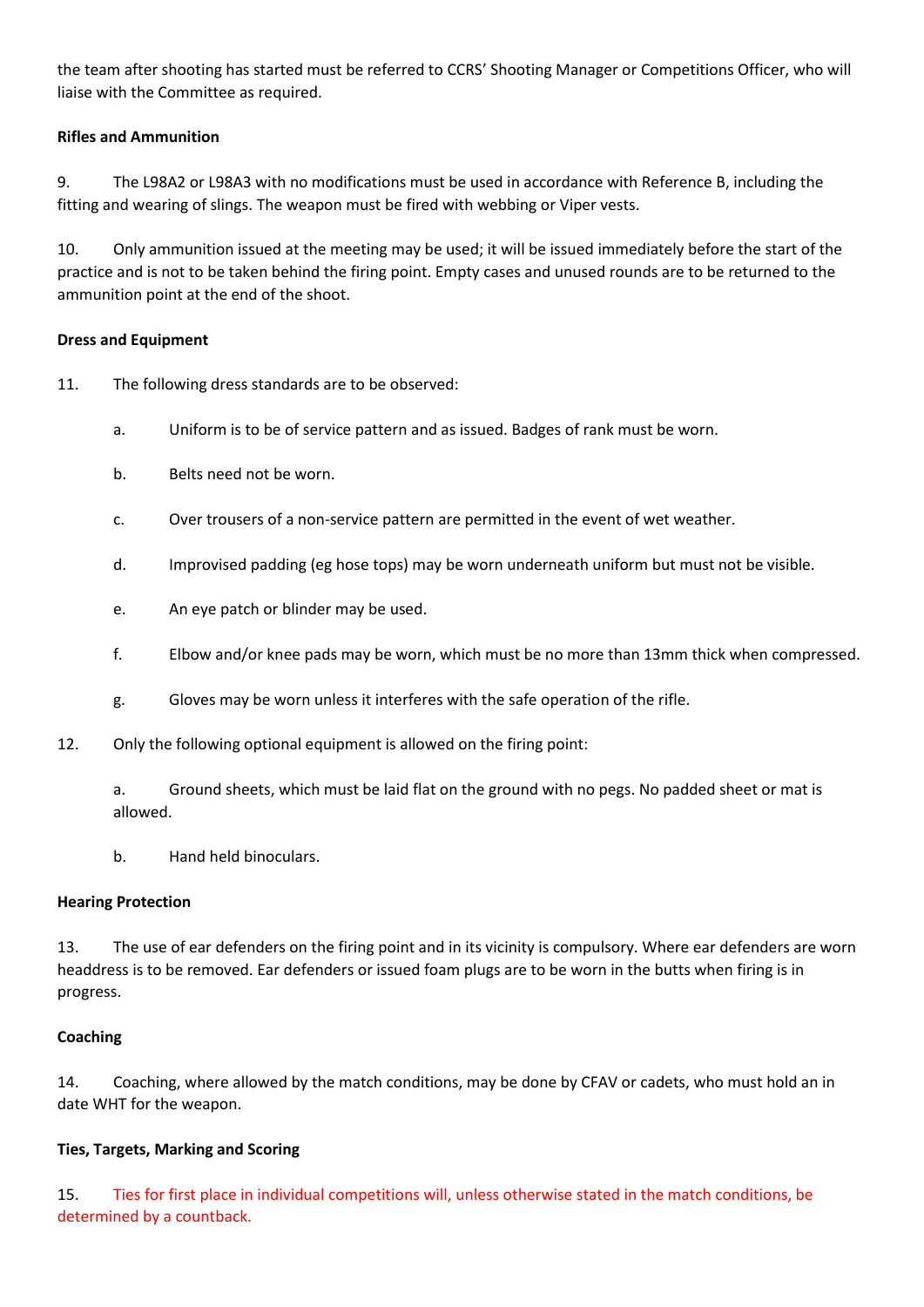the team after shooting has started must be referred to CCRS' Shooting Manager or Competitions Officer, who will liaise with the Committee as required.

**Rifles and Ammunition**

9. The L98A2 or L98A3 with no modifications must be used in accordance with Reference B, including the fitting and wearing of slings. The weapon must be fired with webbing or Viper vests.

10. Only ammunition issued at the meeting may be used; it will be issued immediately before the start of the practice and is not to be taken behind the firing point. Empty cases and unused rounds are to be returned to the ammunition point at the end of the shoot.

**Dress and Equipment**

11. The following dress standards are to be observed:

a. Uniform is to be of service pattern and as issued. Badges of rank must be worn.

b. Belts need not be worn.

c. Over trousers of a non-service pattern are permitted in the event of wet weather.

d. Improvised padding (eg hose tops) may be worn underneath uniform but must not be visible.

e. An eye patch or blinder may be used.

f. Elbow and/or knee pads may be worn, which must be no more than 13mm thick when compressed.

g. Gloves may be worn unless it interferes with the safe operation of the rifle.

12. Only the following optional equipment is allowed on the firing point:

a. Ground sheets, which must be laid flat on the ground with no pegs. No padded sheet or mat is allowed.

b. Hand held binoculars.

**Hearing Protection**

13. The use of ear defenders on the firing point and in its vicinity is compulsory. Where ear defenders are worn headdress is to be removed. Ear defenders or issued foam plugs are to be worn in the butts when firing is in progress.

**Coaching**

14. Coaching, where allowed by the match conditions, may be done by CFAV or cadets, who must hold an in date WHT for the weapon.

**Ties, Targets, Marking and Scoring**

15. Ties for first place in individual competitions will, unless otherwise stated in the match conditions, be determined by a countback.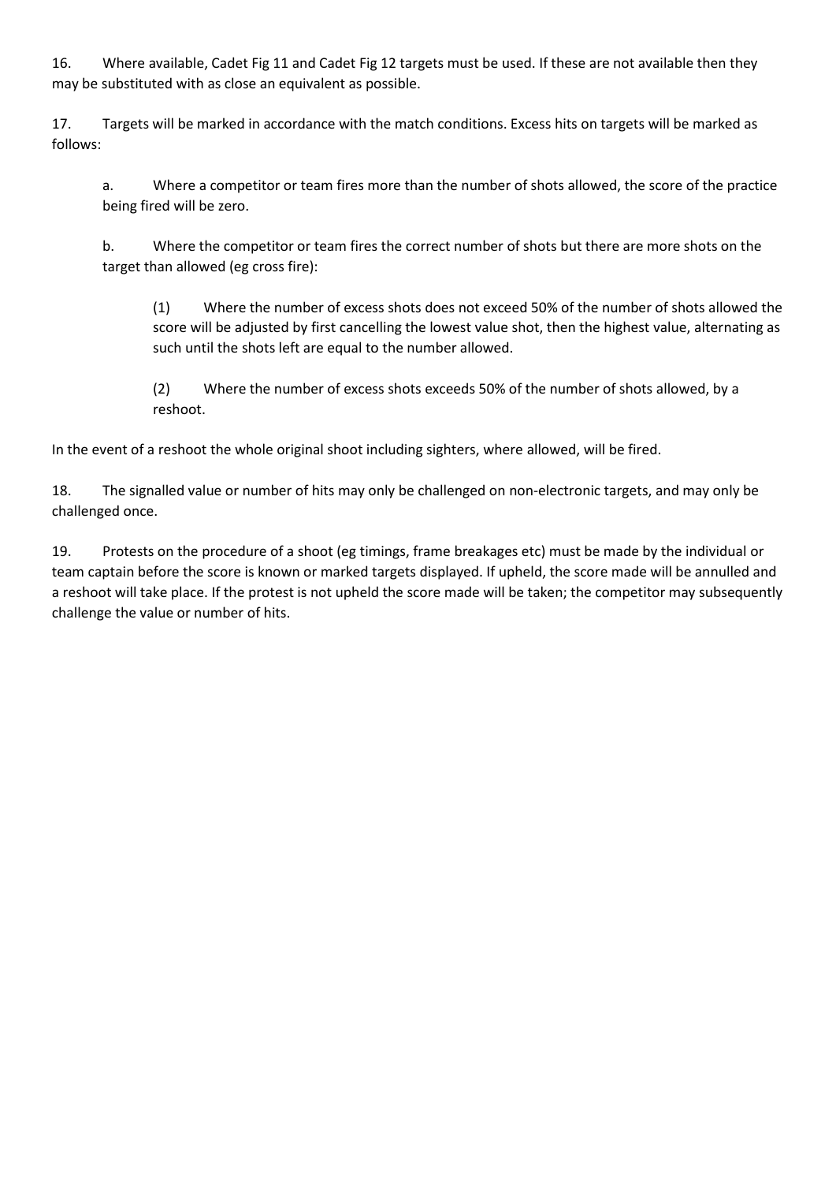16. Where available, Cadet Fig 11 and Cadet Fig 12 targets must be used. If these are not available then they may be substituted with as close an equivalent as possible.

17. Targets will be marked in accordance with the match conditions. Excess hits on targets will be marked as follows:

  a. Where a competitor or team fires more than the number of shots allowed, the score of the practice being fired will be zero.

  b. Where the competitor or team fires the correct number of shots but there are more shots on the target than allowed (eg cross fire):

    (1) Where the number of excess shots does not exceed 50% of the number of shots allowed the score will be adjusted by first cancelling the lowest value shot, then the highest value, alternating as such until the shots left are equal to the number allowed.

    (2) Where the number of excess shots exceeds 50% of the number of shots allowed, by a reshoot.

In the event of a reshoot the whole original shoot including sighters, where allowed, will be fired.

18. The signalled value or number of hits may only be challenged on non-electronic targets, and may only be challenged once.

19. Protests on the procedure of a shoot (eg timings, frame breakages etc) must be made by the individual or team captain before the score is known or marked targets displayed. If upheld, the score made will be annulled and a reshoot will take place. If the protest is not upheld the score made will be taken; the competitor may subsequently challenge the value or number of hits.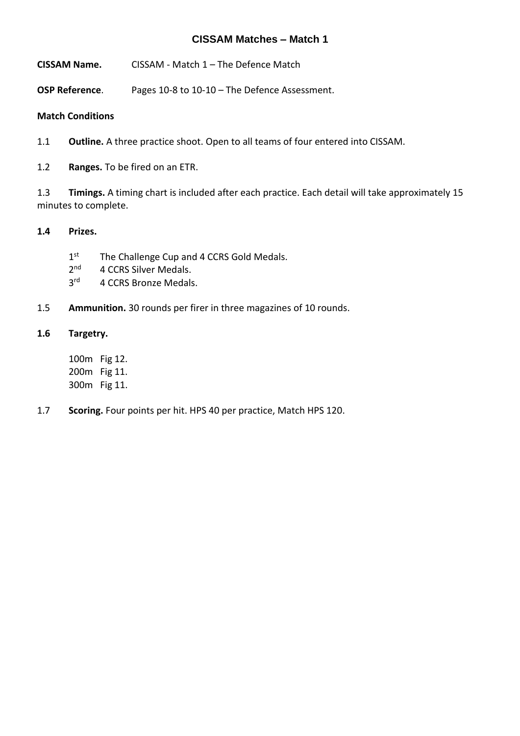# CISSAM Matches – Match 1

**CISSAM Name.** CISSAM - Match 1 – The Defence Match

**OSP Reference**. Pages 10-8 to 10-10 – The Defence Assessment.

**Match Conditions**

1.1 **Outline.** A three practice shoot. Open to all teams of four entered into CISSAM.

1.2 **Ranges.** To be fired on an ETR.

1.3 **Timings.** A timing chart is included after each practice. Each detail will take approximately 15 minutes to complete.

**1.4 Prizes.**

1st The Challenge Cup and 4 CCRS Gold Medals.
2nd 4 CCRS Silver Medals.
3rd 4 CCRS Bronze Medals.

1.5 **Ammunition.** 30 rounds per firer in three magazines of 10 rounds.

**1.6 Targetry.**

100m Fig 12.
200m Fig 11.
300m Fig 11.

1.7 **Scoring.** Four points per hit. HPS 40 per practice, Match HPS 120.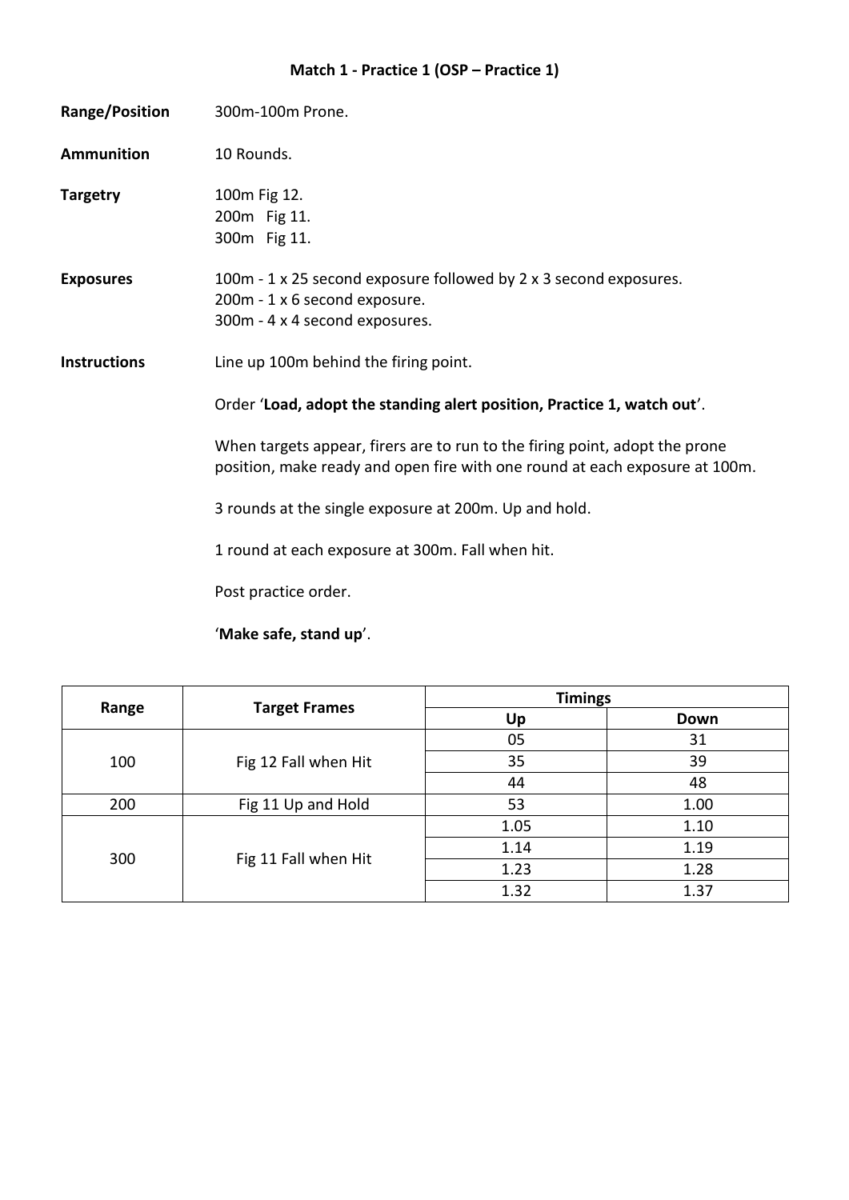# Match 1 - Practice 1 (OSP – Practice 1)

**Range/Position** 300m-100m Prone.

**Ammunition** 10 Rounds.

**Targetry**
100m Fig 12.
200m Fig 11.
300m Fig 11.

**Exposures**
100m - 1 x 25 second exposure followed by 2 x 3 second exposures.
200m - 1 x 6 second exposure.
300m - 4 x 4 second exposures.

**Instructions**

Line up 100m behind the firing point.

Order '**Load, adopt the standing alert position, Practice 1, watch out**'.

When targets appear, firers are to run to the firing point, adopt the prone position, make ready and open fire with one round at each exposure at 100m.

3 rounds at the single exposure at 200m. Up and hold.

1 round at each exposure at 300m. Fall when hit.

Post practice order.

'**Make safe, stand up**'.

| Range | Target Frames | Timings | |
|---|---|---|---|
| | | Up | Down |
| 100 | Fig 12 Fall when Hit | 05 | 31 |
| | | 35 | 39 |
| | | 44 | 48 |
| 200 | Fig 11 Up and Hold | 53 | 1.00 |
| 300 | Fig 11 Fall when Hit | 1.05 | 1.10 |
| | | 1.14 | 1.19 |
| | | 1.23 | 1.28 |
| | | 1.32 | 1.37 |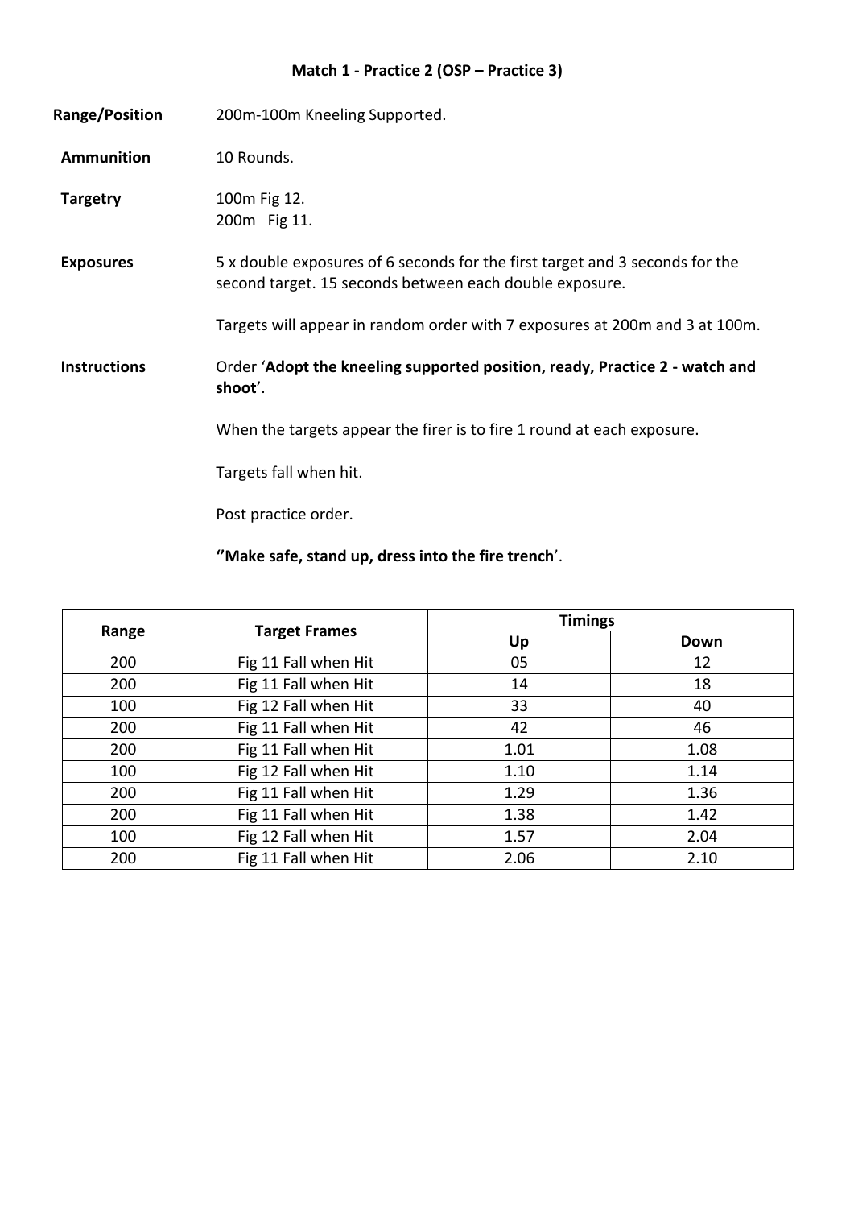## Match 1 - Practice 2 (OSP – Practice 3)

**Range/Position** 200m-100m Kneeling Supported.

**Ammunition** 10 Rounds.

**Targetry** 100m Fig 12.
200m Fig 11.

**Exposures** 5 x double exposures of 6 seconds for the first target and 3 seconds for the second target. 15 seconds between each double exposure.

Targets will appear in random order with 7 exposures at 200m and 3 at 100m.

**Instructions** Order '**Adopt the kneeling supported position, ready, Practice 2 - watch and shoot**'.

When the targets appear the firer is to fire 1 round at each exposure.

Targets fall when hit.

Post practice order.

**''Make safe, stand up, dress into the fire trench**'.

| Range | Target Frames | Timings | |
|---|---|---|---|
| | | Up | Down |
| 200 | Fig 11 Fall when Hit | 05 | 12 |
| 200 | Fig 11 Fall when Hit | 14 | 18 |
| 100 | Fig 12 Fall when Hit | 33 | 40 |
| 200 | Fig 11 Fall when Hit | 42 | 46 |
| 200 | Fig 11 Fall when Hit | 1.01 | 1.08 |
| 100 | Fig 12 Fall when Hit | 1.10 | 1.14 |
| 200 | Fig 11 Fall when Hit | 1.29 | 1.36 |
| 200 | Fig 11 Fall when Hit | 1.38 | 1.42 |
| 100 | Fig 12 Fall when Hit | 1.57 | 2.04 |
| 200 | Fig 11 Fall when Hit | 2.06 | 2.10 |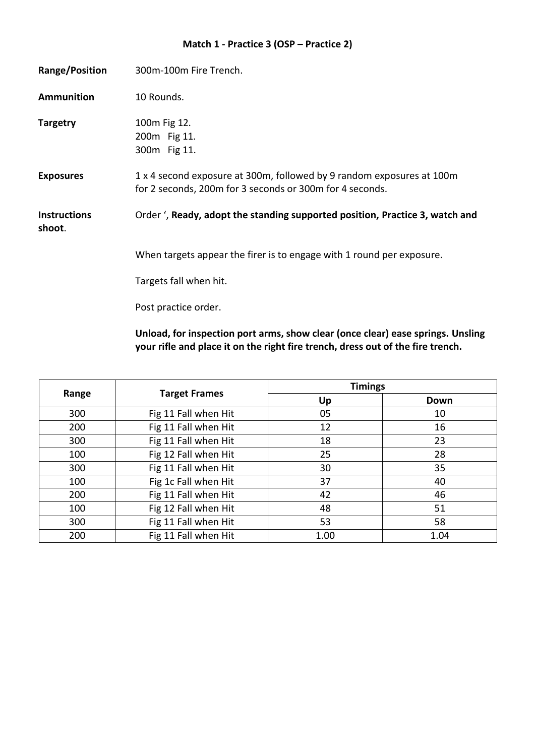**Match 1 - Practice 3 (OSP – Practice 2)**

**Range/Position** 300m-100m Fire Trench.

**Ammunition** 10 Rounds.

**Targetry** 100m Fig 12.
200m Fig 11.
300m Fig 11.

**Exposures** 1 x 4 second exposure at 300m, followed by 9 random exposures at 100m for 2 seconds, 200m for 3 seconds or 300m for 4 seconds.

**Instructions** Order ', **Ready, adopt the standing supported position, Practice 3, watch and shoot**.

When targets appear the firer is to engage with 1 round per exposure.

Targets fall when hit.

Post practice order.

**Unload, for inspection port arms, show clear (once clear) ease springs. Unsling your rifle and place it on the right fire trench, dress out of the fire trench.**

| Range | Target Frames | Timings | |
|---|---|---|---|
| | | Up | Down |
| 300 | Fig 11 Fall when Hit | 05 | 10 |
| 200 | Fig 11 Fall when Hit | 12 | 16 |
| 300 | Fig 11 Fall when Hit | 18 | 23 |
| 100 | Fig 12 Fall when Hit | 25 | 28 |
| 300 | Fig 11 Fall when Hit | 30 | 35 |
| 100 | Fig 1c Fall when Hit | 37 | 40 |
| 200 | Fig 11 Fall when Hit | 42 | 46 |
| 100 | Fig 12 Fall when Hit | 48 | 51 |
| 300 | Fig 11 Fall when Hit | 53 | 58 |
| 200 | Fig 11 Fall when Hit | 1.00 | 1.04 |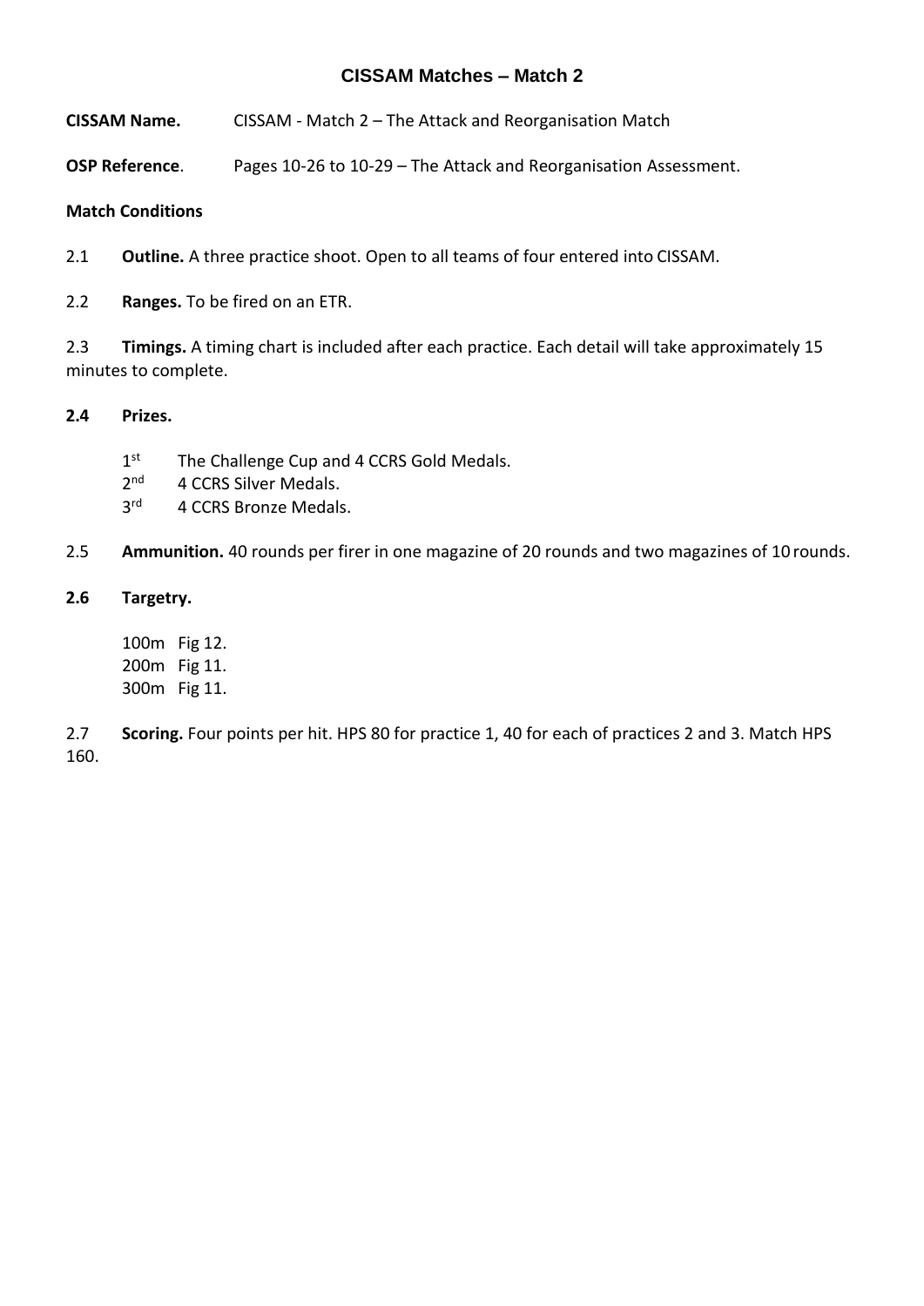# CISSAM Matches – Match 2

**CISSAM Name.** CISSAM - Match 2 – The Attack and Reorganisation Match

**OSP Reference**. Pages 10-26 to 10-29 – The Attack and Reorganisation Assessment.

**Match Conditions**

2.1 **Outline.** A three practice shoot. Open to all teams of four entered into CISSAM.

2.2 **Ranges.** To be fired on an ETR.

2.3 **Timings.** A timing chart is included after each practice. Each detail will take approximately 15 minutes to complete.

**2.4 Prizes.**

1st The Challenge Cup and 4 CCRS Gold Medals.
2nd 4 CCRS Silver Medals.
3rd 4 CCRS Bronze Medals.

2.5 **Ammunition.** 40 rounds per firer in one magazine of 20 rounds and two magazines of 10 rounds.

**2.6 Targetry.**

100m Fig 12.
200m Fig 11.
300m Fig 11.

2.7 **Scoring.** Four points per hit. HPS 80 for practice 1, 40 for each of practices 2 and 3. Match HPS 160.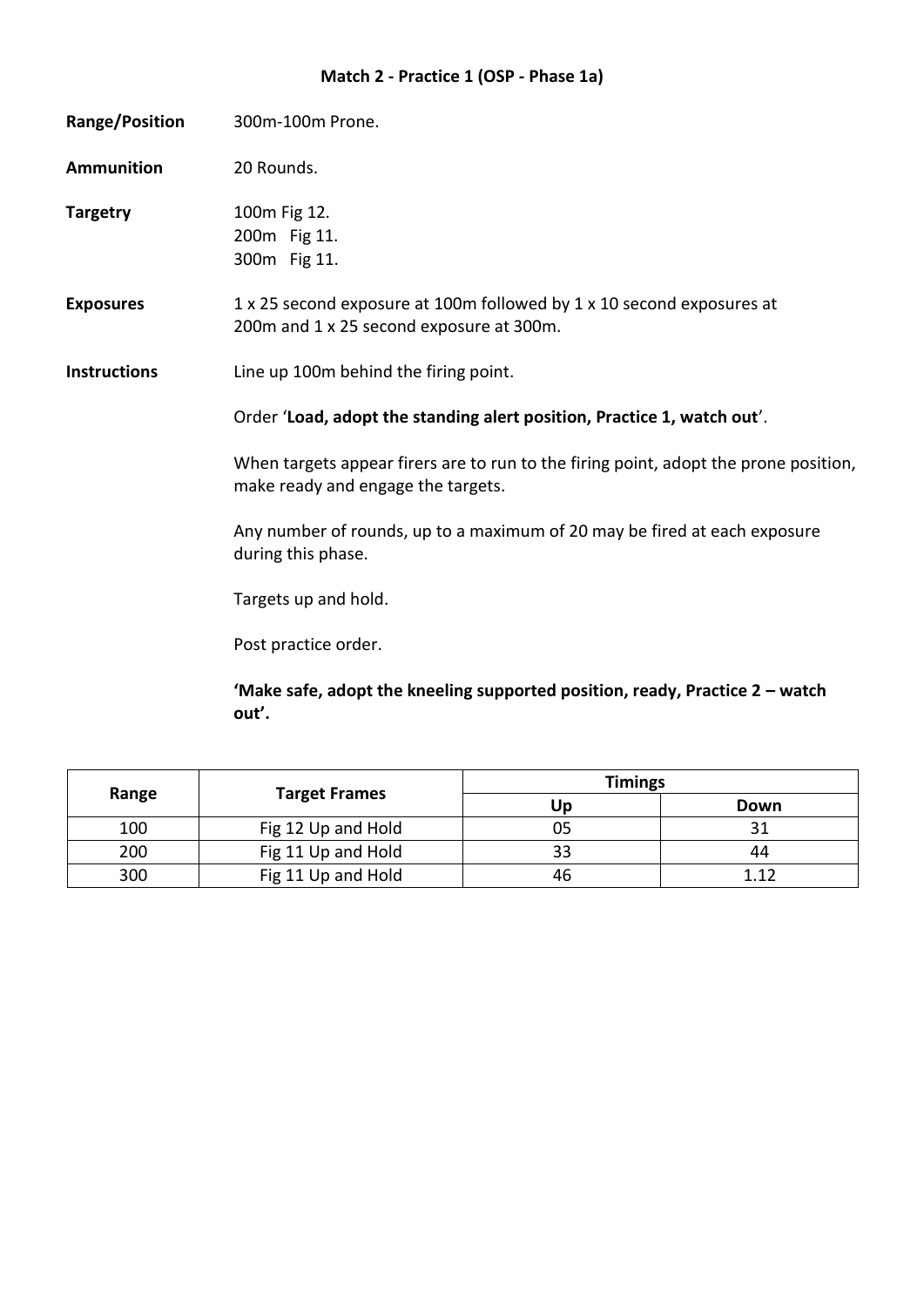# Match 2 - Practice 1 (OSP - Phase 1a)

**Range/Position** 300m-100m Prone.

**Ammunition** 20 Rounds.

**Targetry** 100m Fig 12.
200m Fig 11.
300m Fig 11.

**Exposures** 1 x 25 second exposure at 100m followed by 1 x 10 second exposures at 200m and 1 x 25 second exposure at 300m.

**Instructions** Line up 100m behind the firing point.

Order '**Load, adopt the standing alert position, Practice 1, watch out**'.

When targets appear firers are to run to the firing point, adopt the prone position, make ready and engage the targets.

Any number of rounds, up to a maximum of 20 may be fired at each exposure during this phase.

Targets up and hold.

Post practice order.

**'Make safe, adopt the kneeling supported position, ready, Practice 2 – watch out'.**

| Range | Target Frames | Timings | |
|---|---|---|---|
| | | Up | Down |
| 100 | Fig 12 Up and Hold | 05 | 31 |
| 200 | Fig 11 Up and Hold | 33 | 44 |
| 300 | Fig 11 Up and Hold | 46 | 1.12 |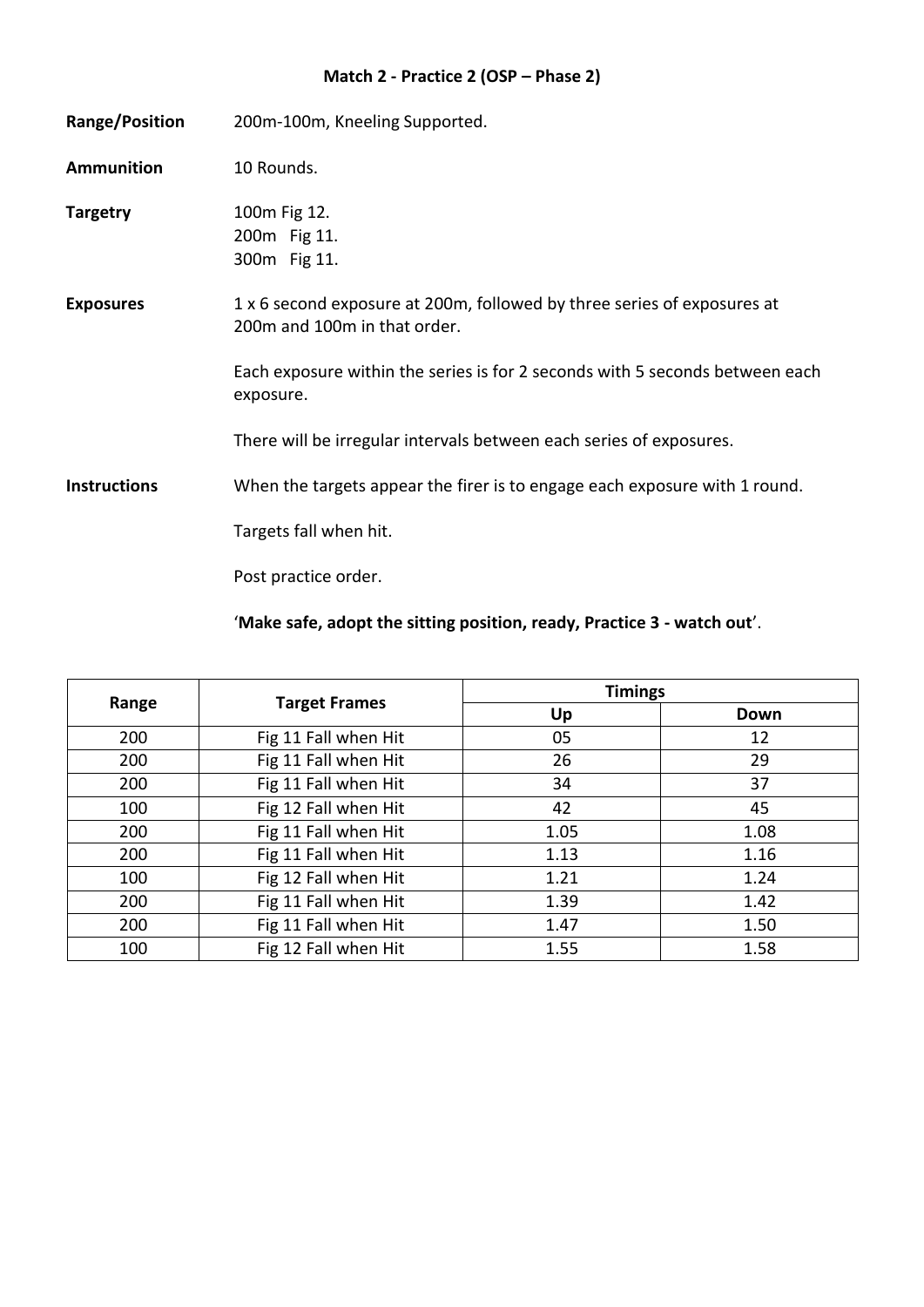# Match 2 - Practice 2 (OSP – Phase 2)

**Range/Position** 200m-100m, Kneeling Supported.

**Ammunition** 10 Rounds.

**Targetry** 100m Fig 12.
200m Fig 11.
300m Fig 11.

**Exposures** 1 x 6 second exposure at 200m, followed by three series of exposures at 200m and 100m in that order.

Each exposure within the series is for 2 seconds with 5 seconds between each exposure.

There will be irregular intervals between each series of exposures.

**Instructions** When the targets appear the firer is to engage each exposure with 1 round.

Targets fall when hit.

Post practice order.

'**Make safe, adopt the sitting position, ready, Practice 3 - watch out**'.

| Range | Target Frames | Timings | |
|---|---|---|---|
| | | Up | Down |
| 200 | Fig 11 Fall when Hit | 05 | 12 |
| 200 | Fig 11 Fall when Hit | 26 | 29 |
| 200 | Fig 11 Fall when Hit | 34 | 37 |
| 100 | Fig 12 Fall when Hit | 42 | 45 |
| 200 | Fig 11 Fall when Hit | 1.05 | 1.08 |
| 200 | Fig 11 Fall when Hit | 1.13 | 1.16 |
| 100 | Fig 12 Fall when Hit | 1.21 | 1.24 |
| 200 | Fig 11 Fall when Hit | 1.39 | 1.42 |
| 200 | Fig 11 Fall when Hit | 1.47 | 1.50 |
| 100 | Fig 12 Fall when Hit | 1.55 | 1.58 |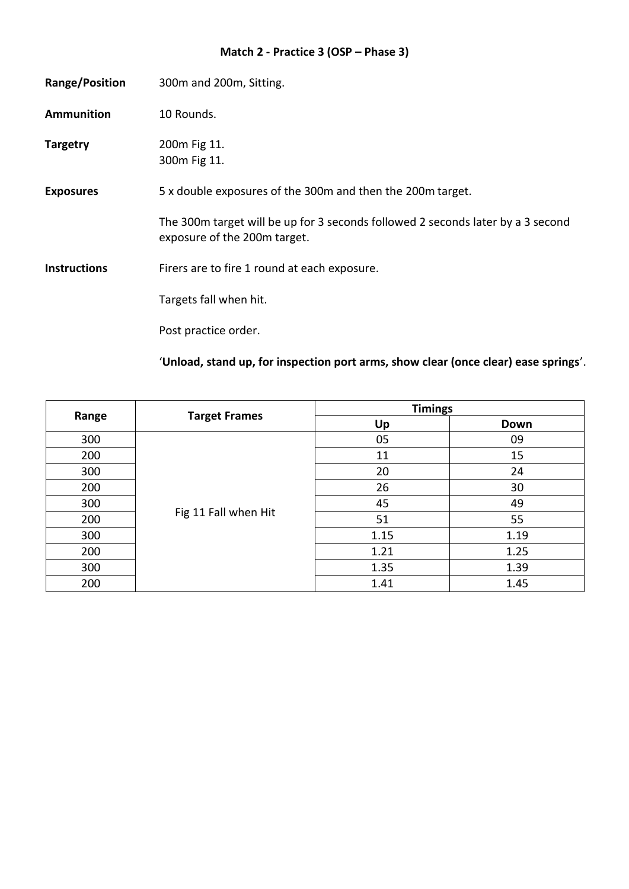### Match 2 - Practice 3 (OSP – Phase 3)

**Range/Position** 300m and 200m, Sitting.

**Ammunition** 10 Rounds.

**Targetry** 200m Fig 11.
300m Fig 11.

**Exposures** 5 x double exposures of the 300m and then the 200m target.

The 300m target will be up for 3 seconds followed 2 seconds later by a 3 second exposure of the 200m target.

**Instructions** Firers are to fire 1 round at each exposure.

Targets fall when hit.

Post practice order.

'**Unload, stand up, for inspection port arms, show clear (once clear) ease springs**'.

| Range | Target Frames | Timings | |
|---|---|---|---|
| | | Up | Down |
| 300 | Fig 11 Fall when Hit | 05 | 09 |
| 200 | | 11 | 15 |
| 300 | | 20 | 24 |
| 200 | | 26 | 30 |
| 300 | | 45 | 49 |
| 200 | | 51 | 55 |
| 300 | | 1.15 | 1.19 |
| 200 | | 1.21 | 1.25 |
| 300 | | 1.35 | 1.39 |
| 200 | | 1.41 | 1.45 |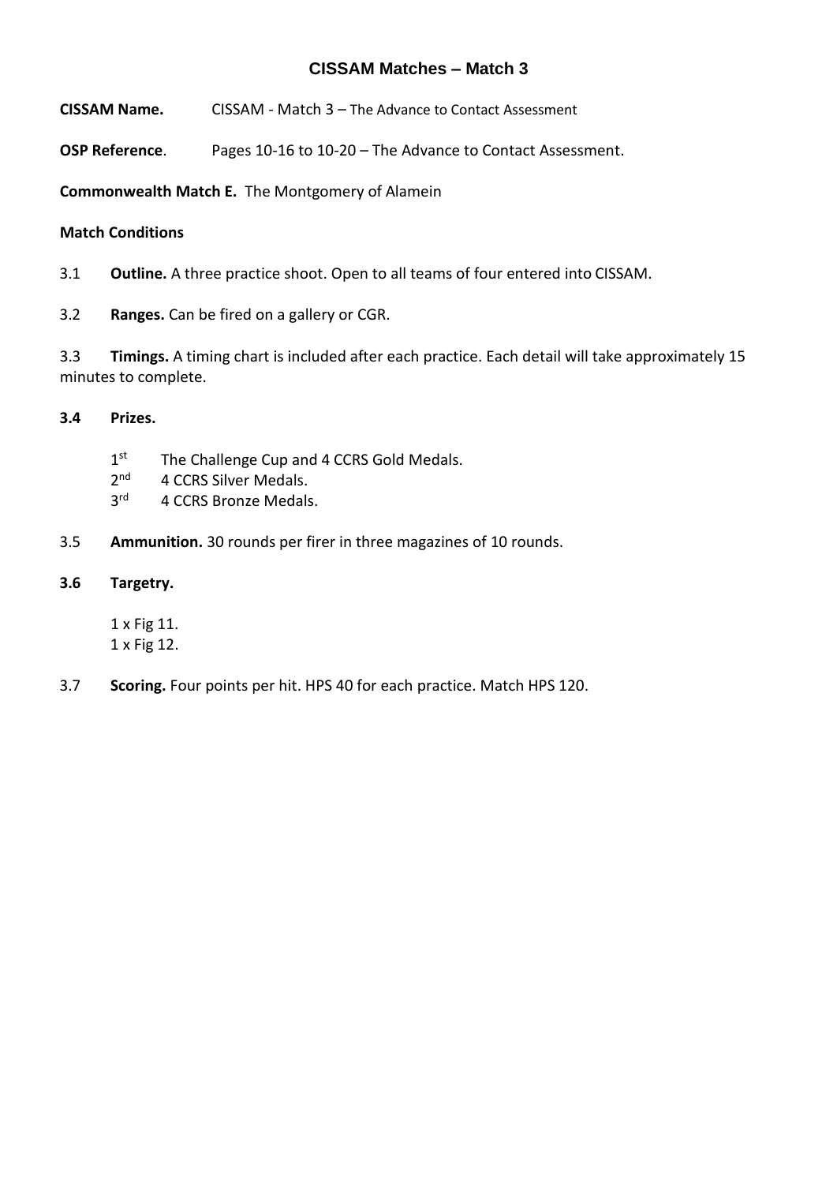# CISSAM Matches – Match 3

**CISSAM Name.** CISSAM - Match 3 – The Advance to Contact Assessment

**OSP Reference**. Pages 10-16 to 10-20 – The Advance to Contact Assessment.

**Commonwealth Match E.** The Montgomery of Alamein

**Match Conditions**

3.1 **Outline.** A three practice shoot. Open to all teams of four entered into CISSAM.

3.2 **Ranges.** Can be fired on a gallery or CGR.

3.3 **Timings.** A timing chart is included after each practice. Each detail will take approximately 15 minutes to complete.

**3.4 Prizes.**

1st The Challenge Cup and 4 CCRS Gold Medals.
2nd 4 CCRS Silver Medals.
3rd 4 CCRS Bronze Medals.

3.5 **Ammunition.** 30 rounds per firer in three magazines of 10 rounds.

**3.6 Targetry.**

1 x Fig 11.
1 x Fig 12.

3.7 **Scoring.** Four points per hit. HPS 40 for each practice. Match HPS 120.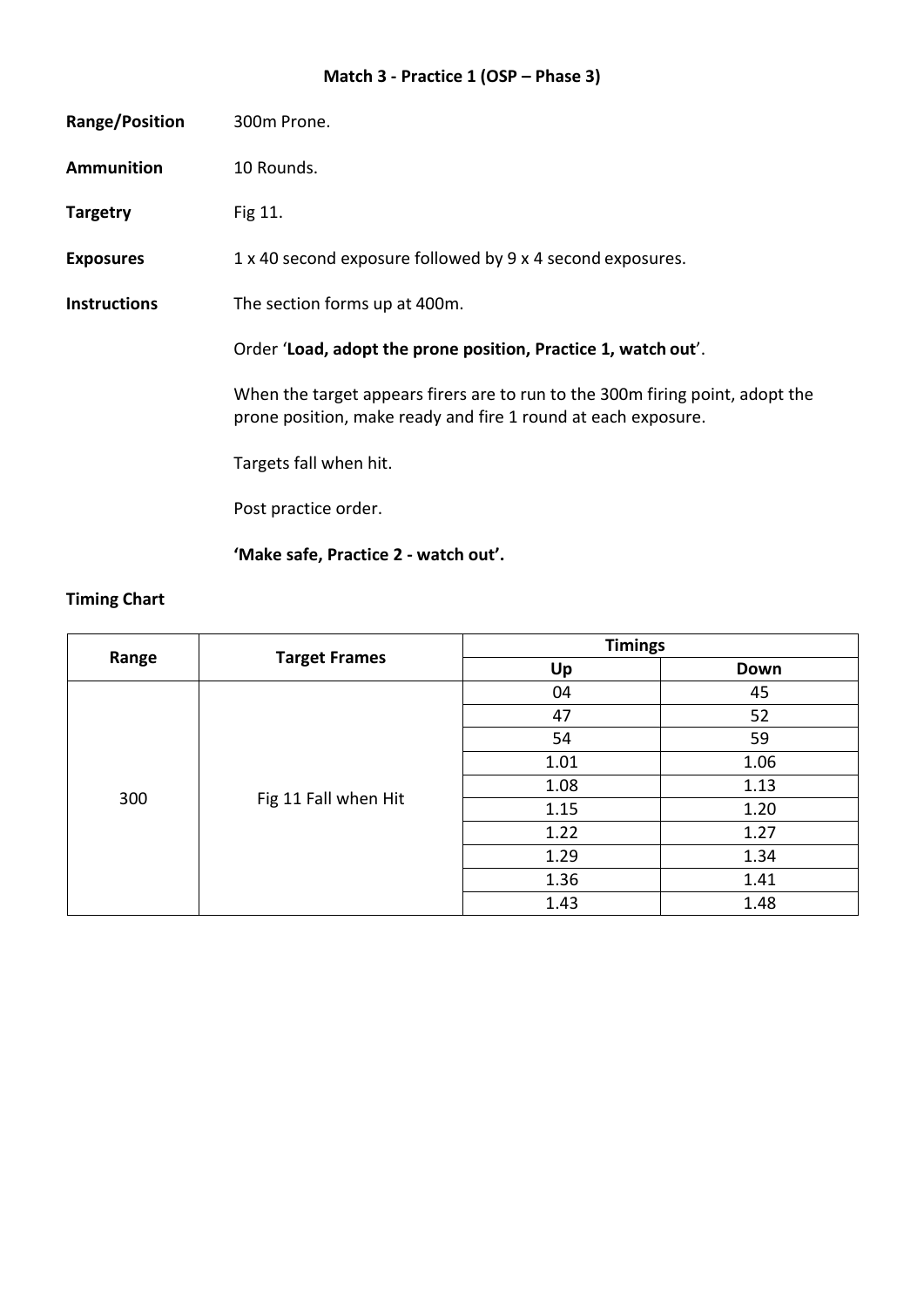# Match 3 - Practice 1 (OSP – Phase 3)

**Range/Position** 300m Prone.

**Ammunition** 10 Rounds.

**Targetry** Fig 11.

**Exposures** 1 x 40 second exposure followed by 9 x 4 second exposures.

**Instructions** The section forms up at 400m.

Order '**Load, adopt the prone position, Practice 1, watch out**'.

When the target appears firers are to run to the 300m firing point, adopt the prone position, make ready and fire 1 round at each exposure.

Targets fall when hit.

Post practice order.

**'Make safe, Practice 2 - watch out'.**

**Timing Chart**

| Range | Target Frames | Timings | |
|---|---|---|---|
| | | Up | Down |
| 300 | Fig 11 Fall when Hit | 04 | 45 |
| | | 47 | 52 |
| | | 54 | 59 |
| | | 1.01 | 1.06 |
| | | 1.08 | 1.13 |
| | | 1.15 | 1.20 |
| | | 1.22 | 1.27 |
| | | 1.29 | 1.34 |
| | | 1.36 | 1.41 |
| | | 1.43 | 1.48 |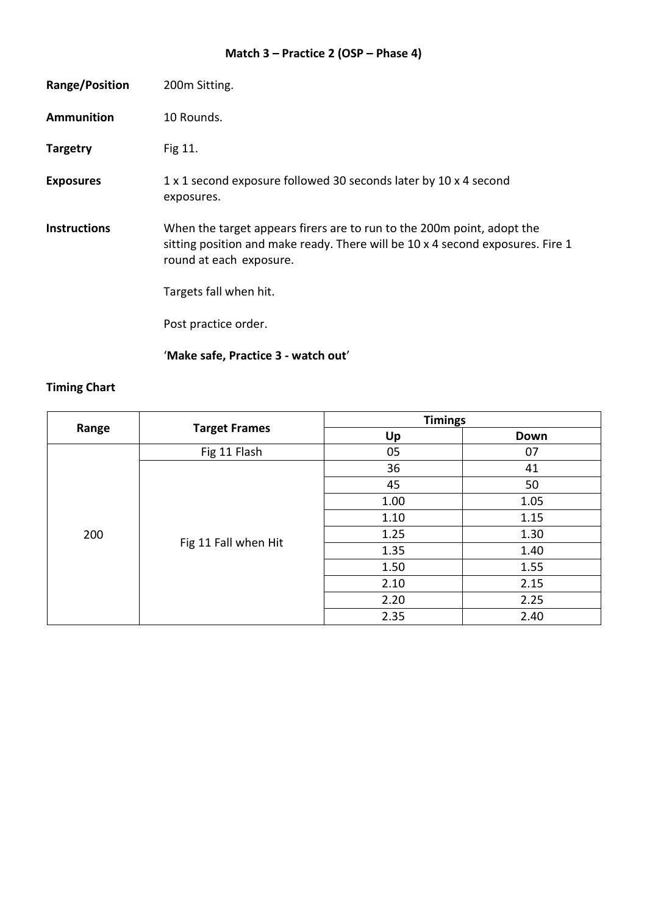## Match 3 – Practice 2 (OSP – Phase 4)

**Range/Position** 200m Sitting.

**Ammunition** 10 Rounds.

**Targetry** Fig 11.

**Exposures** 1 x 1 second exposure followed 30 seconds later by 10 x 4 second exposures.

**Instructions** When the target appears firers are to run to the 200m point, adopt the sitting position and make ready. There will be 10 x 4 second exposures. Fire 1 round at each exposure.

Targets fall when hit.

Post practice order.

'**Make safe, Practice 3 - watch out**'

**Timing Chart**

| Range | Target Frames | Timings | |
|---|---|---|---|
| | | Up | Down |
| 200 | Fig 11 Flash | 05 | 07 |
| | Fig 11 Fall when Hit | 36 | 41 |
| | | 45 | 50 |
| | | 1.00 | 1.05 |
| | | 1.10 | 1.15 |
| | | 1.25 | 1.30 |
| | | 1.35 | 1.40 |
| | | 1.50 | 1.55 |
| | | 2.10 | 2.15 |
| | | 2.20 | 2.25 |
| | | 2.35 | 2.40 |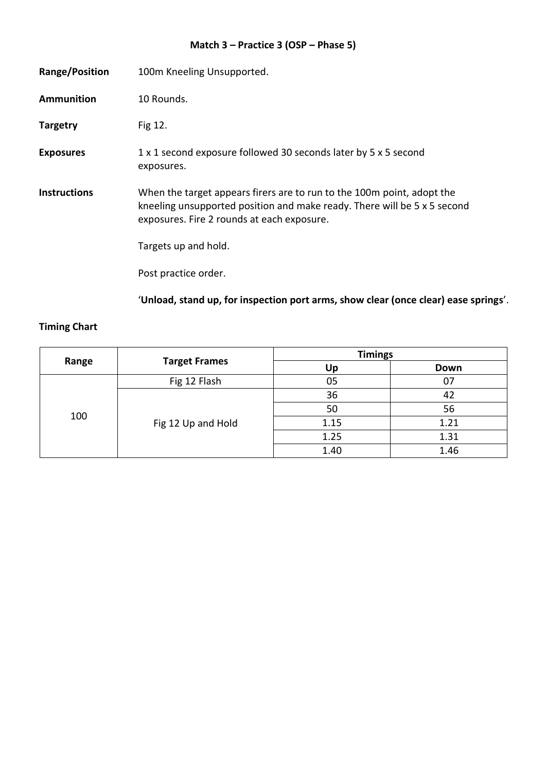## Match 3 – Practice 3 (OSP – Phase 5)

**Range/Position** 100m Kneeling Unsupported.

**Ammunition** 10 Rounds.

**Targetry** Fig 12.

**Exposures** 1 x 1 second exposure followed 30 seconds later by 5 x 5 second exposures.

**Instructions** When the target appears firers are to run to the 100m point, adopt the kneeling unsupported position and make ready. There will be 5 x 5 second exposures. Fire 2 rounds at each exposure.

Targets up and hold.

Post practice order.

'**Unload, stand up, for inspection port arms, show clear (once clear) ease springs**'.

**Timing Chart**

| Range | Target Frames | Timings | |
|---|---|---|---|
| | | Up | Down |
| 100 | Fig 12 Flash | 05 | 07 |
| | Fig 12 Up and Hold | 36 | 42 |
| | | 50 | 56 |
| | | 1.15 | 1.21 |
| | | 1.25 | 1.31 |
| | | 1.40 | 1.46 |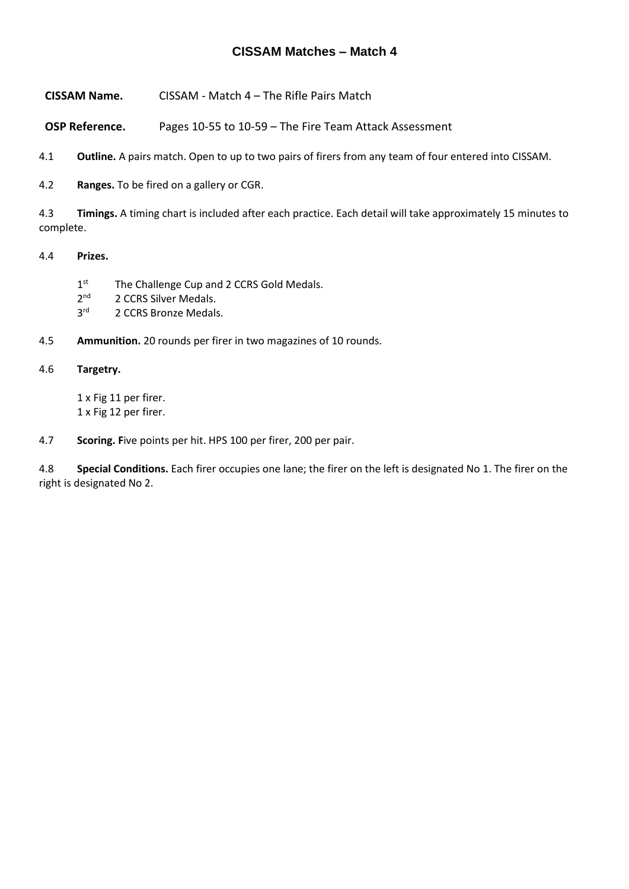# CISSAM Matches – Match 4

**CISSAM Name.** CISSAM - Match 4 – The Rifle Pairs Match

**OSP Reference.** Pages 10-55 to 10-59 – The Fire Team Attack Assessment

4.1 **Outline.** A pairs match. Open to up to two pairs of firers from any team of four entered into CISSAM.

4.2 **Ranges.** To be fired on a gallery or CGR.

4.3 **Timings.** A timing chart is included after each practice. Each detail will take approximately 15 minutes to complete.

4.4 **Prizes.**

1st The Challenge Cup and 2 CCRS Gold Medals.
2nd 2 CCRS Silver Medals.
3rd 2 CCRS Bronze Medals.

4.5 **Ammunition.** 20 rounds per firer in two magazines of 10 rounds.

4.6 **Targetry.**

1 x Fig 11 per firer.
1 x Fig 12 per firer.

4.7 **Scoring. F**ive points per hit. HPS 100 per firer, 200 per pair.

4.8 **Special Conditions.** Each firer occupies one lane; the firer on the left is designated No 1. The firer on the right is designated No 2.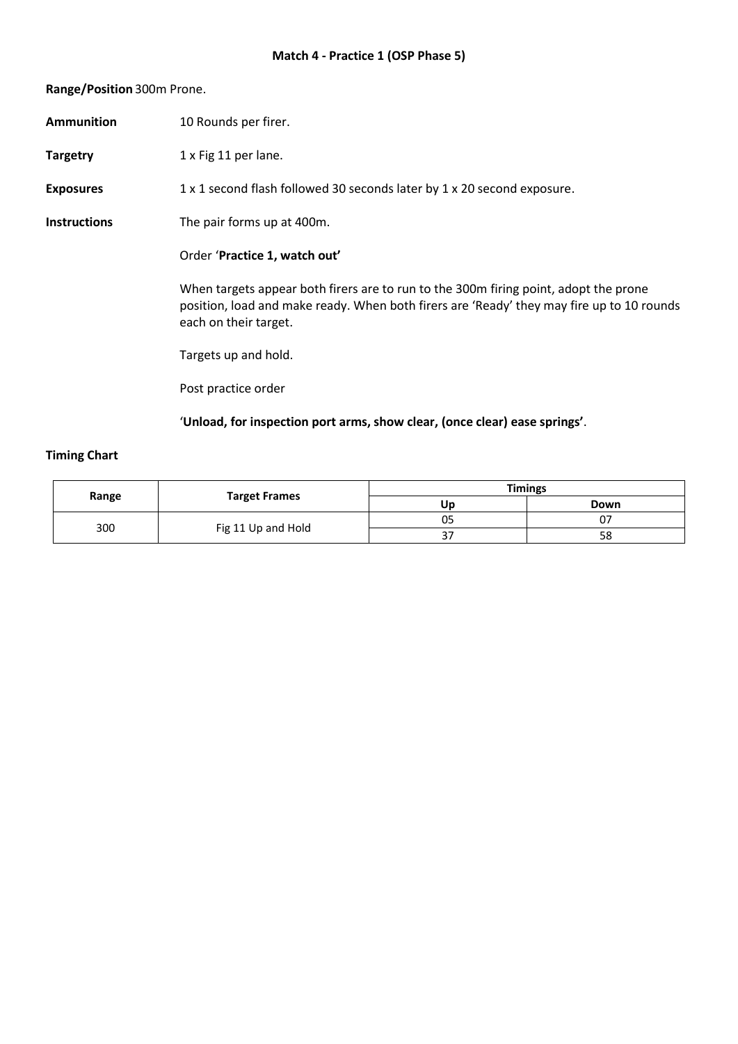# Match 4 - Practice 1 (OSP Phase 5)

**Range/Position** 300m Prone.

**Ammunition** 10 Rounds per firer.

**Targetry** 1 x Fig 11 per lane.

**Exposures** 1 x 1 second flash followed 30 seconds later by 1 x 20 second exposure.

**Instructions** The pair forms up at 400m.

Order '**Practice 1, watch out'**

When targets appear both firers are to run to the 300m firing point, adopt the prone position, load and make ready. When both firers are 'Ready' they may fire up to 10 rounds each on their target.

Targets up and hold.

Post practice order

'**Unload, for inspection port arms, show clear, (once clear) ease springs'**.

**Timing Chart**

| Range | Target Frames | Timings | |
|---|---|---|---|
| | | Up | Down |
| 300 | Fig 11 Up and Hold | 05 | 07 |
| | | 37 | 58 |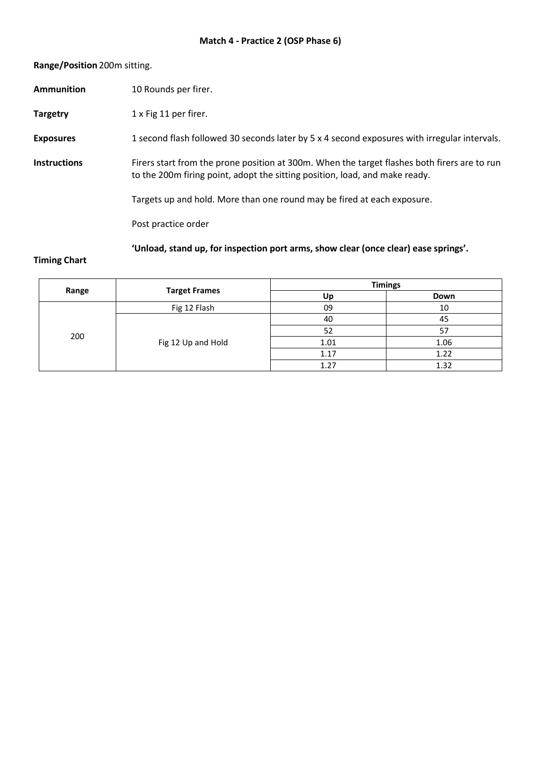**Match 4 - Practice 2 (OSP Phase 6)**

**Range/Position** 200m sitting.

**Ammunition** 10 Rounds per firer.

**Targetry** 1 x Fig 11 per firer.

**Exposures** 1 second flash followed 30 seconds later by 5 x 4 second exposures with irregular intervals.

**Instructions** Firers start from the prone position at 300m. When the target flashes both firers are to run to the 200m firing point, adopt the sitting position, load, and make ready.

Targets up and hold. More than one round may be fired at each exposure.

Post practice order

**'Unload, stand up, for inspection port arms, show clear (once clear) ease springs'.**

**Timing Chart**

| Range | Target Frames | Timings | |
|---|---|---|---|
| | | Up | Down |
| 200 | Fig 12 Flash | 09 | 10 |
| | Fig 12 Up and Hold | 40 | 45 |
| | | 52 | 57 |
| | | 1.01 | 1.06 |
| | | 1.17 | 1.22 |
| | | 1.27 | 1.32 |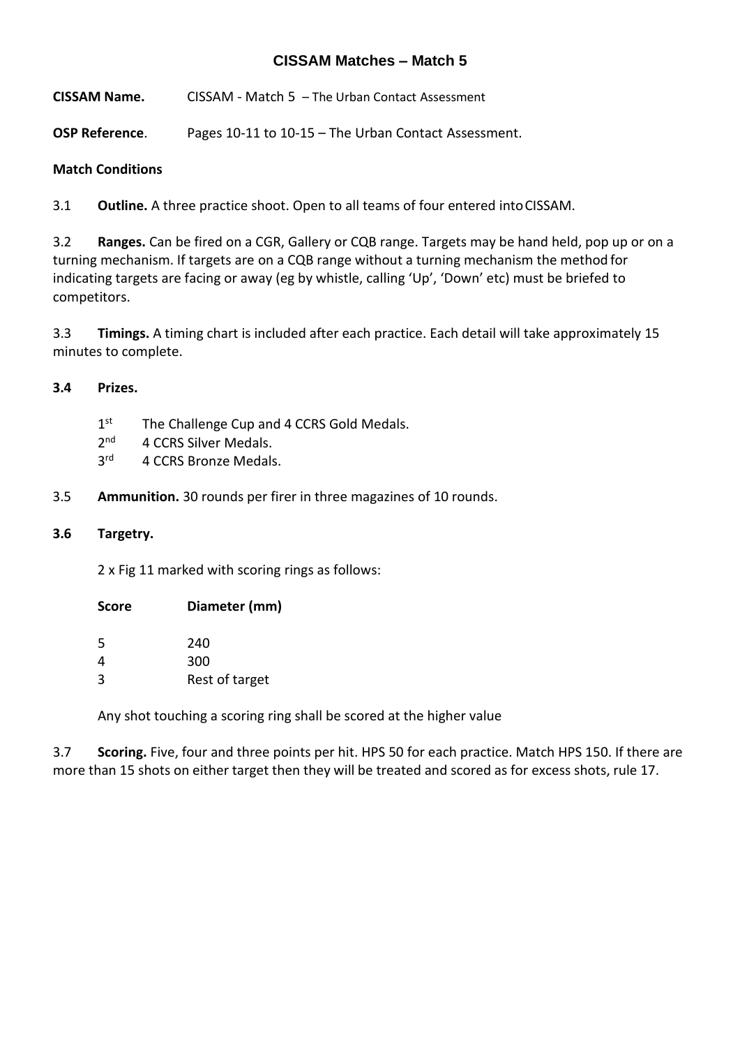# CISSAM Matches – Match 5

**CISSAM Name.** CISSAM - Match 5 – The Urban Contact Assessment

**OSP Reference**. Pages 10-11 to 10-15 – The Urban Contact Assessment.

**Match Conditions**

3.1 **Outline.** A three practice shoot. Open to all teams of four entered into CISSAM.

3.2 **Ranges.** Can be fired on a CGR, Gallery or CQB range. Targets may be hand held, pop up or on a turning mechanism. If targets are on a CQB range without a turning mechanism the method for indicating targets are facing or away (eg by whistle, calling 'Up', 'Down' etc) must be briefed to competitors.

3.3 **Timings.** A timing chart is included after each practice. Each detail will take approximately 15 minutes to complete.

**3.4 Prizes.**

1st The Challenge Cup and 4 CCRS Gold Medals.
2nd 4 CCRS Silver Medals.
3rd 4 CCRS Bronze Medals.

3.5 **Ammunition.** 30 rounds per firer in three magazines of 10 rounds.

**3.6 Targetry.**

2 x Fig 11 marked with scoring rings as follows:

| Score | Diameter (mm) |
|---|---|
| 5 | 240 |
| 4 | 300 |
| 3 | Rest of target |

Any shot touching a scoring ring shall be scored at the higher value

3.7 **Scoring.** Five, four and three points per hit. HPS 50 for each practice. Match HPS 150. If there are more than 15 shots on either target then they will be treated and scored as for excess shots, rule 17.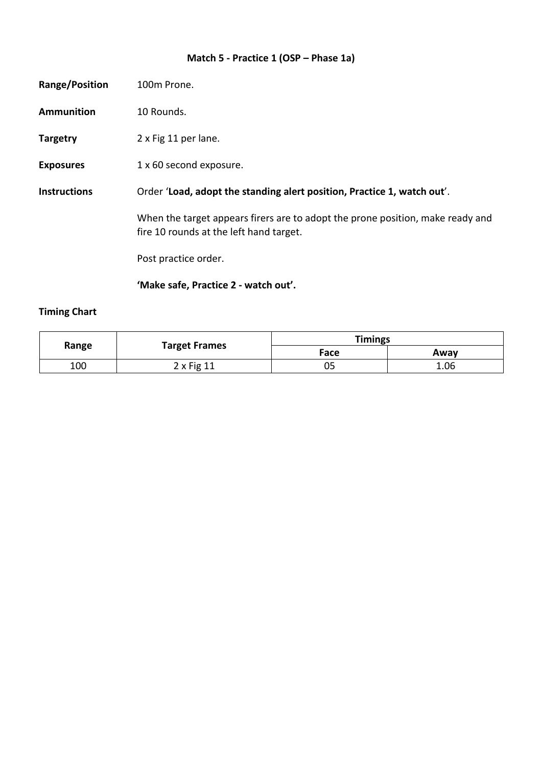## Match 5 - Practice 1 (OSP – Phase 1a)

**Range/Position** 100m Prone.

**Ammunition** 10 Rounds.

**Targetry** 2 x Fig 11 per lane.

**Exposures** 1 x 60 second exposure.

**Instructions** Order ‘**Load, adopt the standing alert position, Practice 1, watch out**’.

When the target appears firers are to adopt the prone position, make ready and fire 10 rounds at the left hand target.

Post practice order.

**‘Make safe, Practice 2 - watch out’.**

**Timing Chart**

| Range | Target Frames | Timings | |
|---|---|---|---|
| | | Face | Away |
| 100 | 2 x Fig 11 | 05 | 1.06 |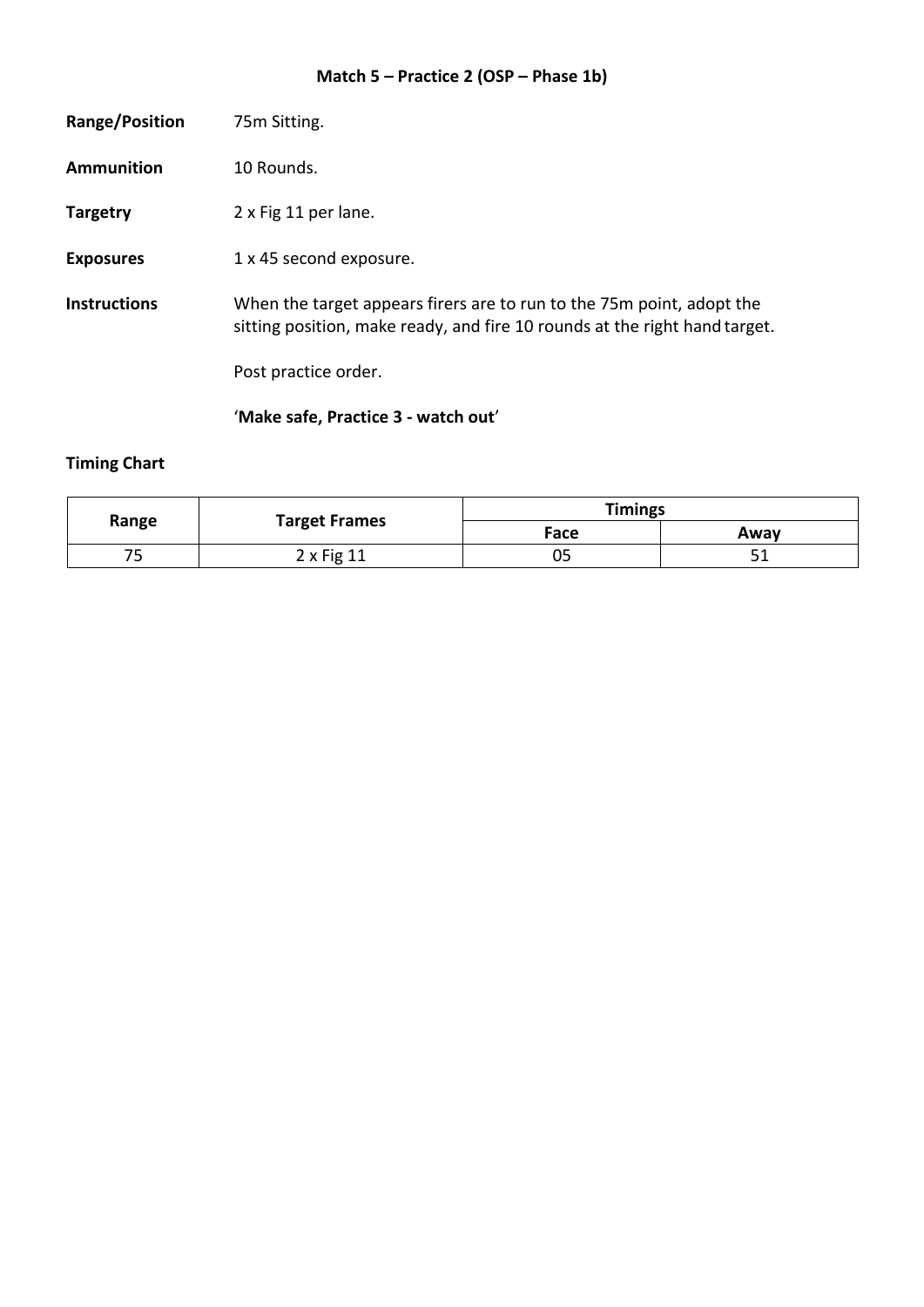## Match 5 – Practice 2 (OSP – Phase 1b)

**Range/Position** 75m Sitting.

**Ammunition** 10 Rounds.

**Targetry** 2 x Fig 11 per lane.

**Exposures** 1 x 45 second exposure.

**Instructions** When the target appears firers are to run to the 75m point, adopt the sitting position, make ready, and fire 10 rounds at the right hand target.

Post practice order.

'**Make safe, Practice 3 - watch out**'

**Timing Chart**

| Range | Target Frames | Timings | |
|---|---|---|---|
| | | Face | Away |
| 75 | 2 x Fig 11 | 05 | 51 |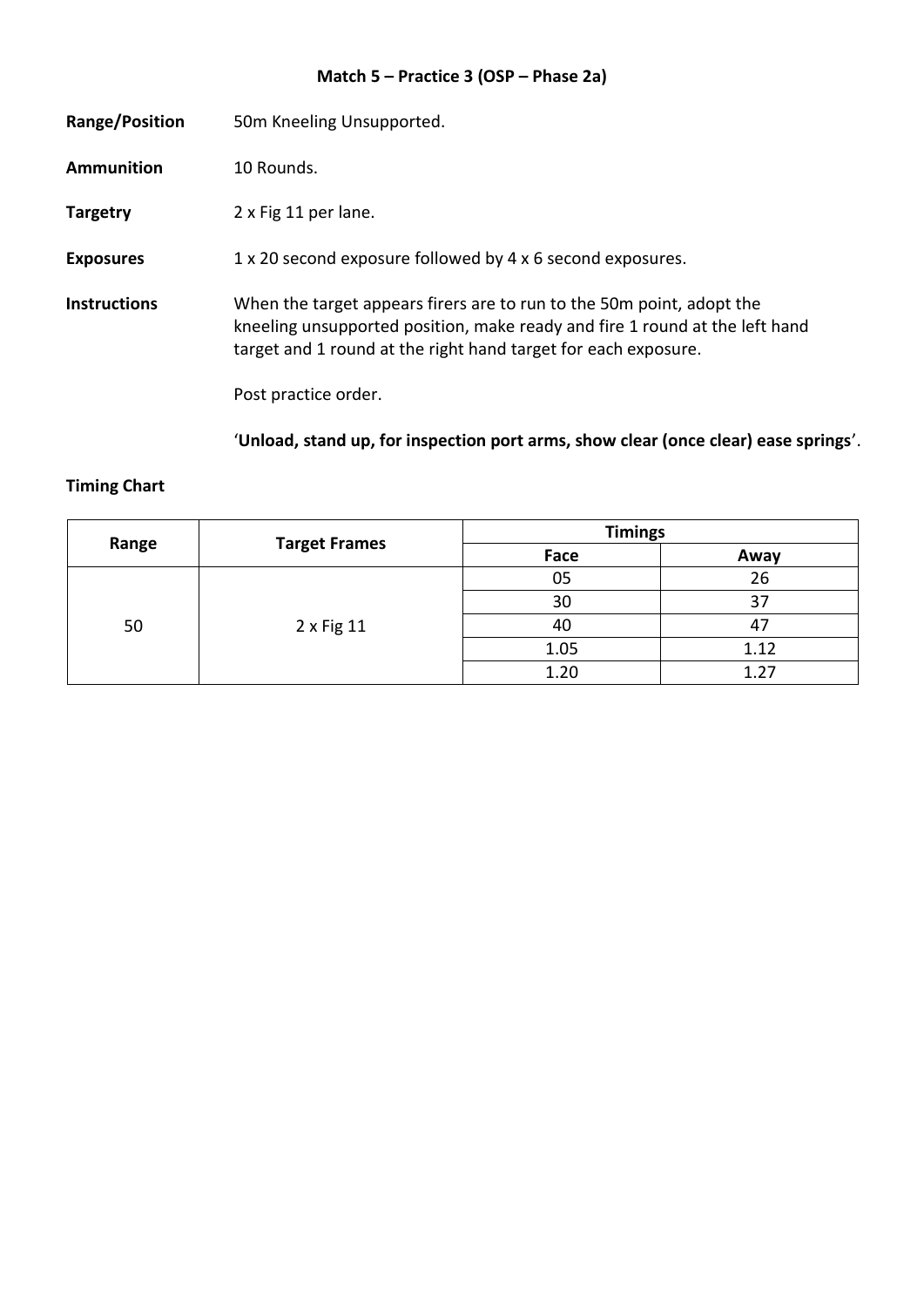**Match 5 – Practice 3 (OSP – Phase 2a)**

**Range/Position** 50m Kneeling Unsupported.

**Ammunition** 10 Rounds.

**Targetry** 2 x Fig 11 per lane.

**Exposures** 1 x 20 second exposure followed by 4 x 6 second exposures.

**Instructions** When the target appears firers are to run to the 50m point, adopt the kneeling unsupported position, make ready and fire 1 round at the left hand target and 1 round at the right hand target for each exposure.

Post practice order.

'**Unload, stand up, for inspection port arms, show clear (once clear) ease springs**'.

**Timing Chart**

| Range | Target Frames | Timings | |
|---|---|---|---|
| | | Face | Away |
| 50 | 2 x Fig 11 | 05 | 26 |
| | | 30 | 37 |
| | | 40 | 47 |
| | | 1.05 | 1.12 |
| | | 1.20 | 1.27 |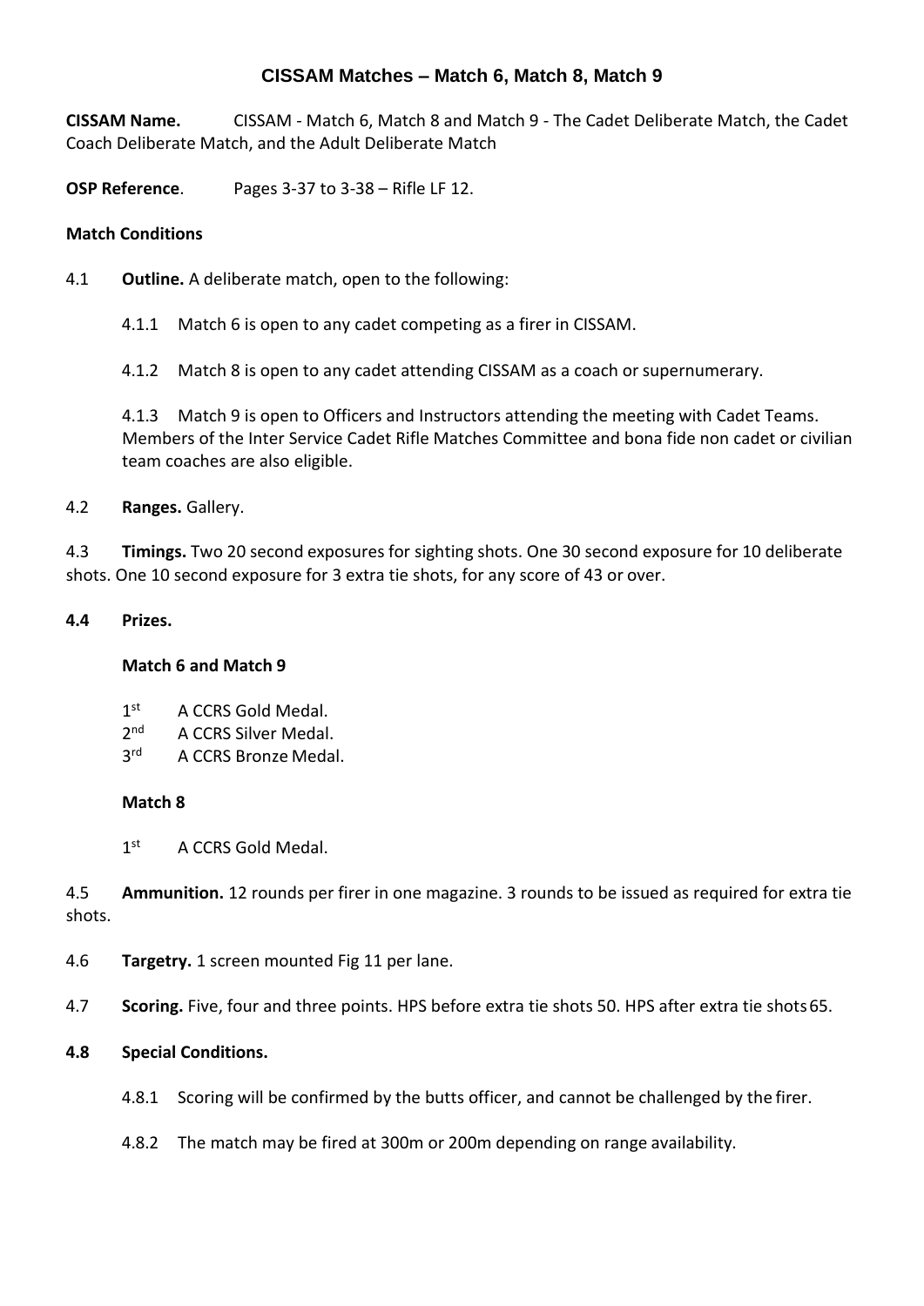# CISSAM Matches – Match 6, Match 8, Match 9

**CISSAM Name.** CISSAM - Match 6, Match 8 and Match 9 - The Cadet Deliberate Match, the Cadet Coach Deliberate Match, and the Adult Deliberate Match

**OSP Reference**. Pages 3-37 to 3-38 – Rifle LF 12.

**Match Conditions**

4.1 **Outline.** A deliberate match, open to the following:

4.1.1 Match 6 is open to any cadet competing as a firer in CISSAM.

4.1.2 Match 8 is open to any cadet attending CISSAM as a coach or supernumerary.

4.1.3 Match 9 is open to Officers and Instructors attending the meeting with Cadet Teams. Members of the Inter Service Cadet Rifle Matches Committee and bona fide non cadet or civilian team coaches are also eligible.

4.2 **Ranges.** Gallery.

4.3 **Timings.** Two 20 second exposures for sighting shots. One 30 second exposure for 10 deliberate shots. One 10 second exposure for 3 extra tie shots, for any score of 43 or over.

**4.4 Prizes.**

**Match 6 and Match 9**

1st A CCRS Gold Medal.
2nd A CCRS Silver Medal.
3rd A CCRS Bronze Medal.

**Match 8**

1st A CCRS Gold Medal.

4.5 **Ammunition.** 12 rounds per firer in one magazine. 3 rounds to be issued as required for extra tie shots.

4.6 **Targetry.** 1 screen mounted Fig 11 per lane.

4.7 **Scoring.** Five, four and three points. HPS before extra tie shots 50. HPS after extra tie shots 65.

**4.8 Special Conditions.**

4.8.1 Scoring will be confirmed by the butts officer, and cannot be challenged by the firer.

4.8.2 The match may be fired at 300m or 200m depending on range availability.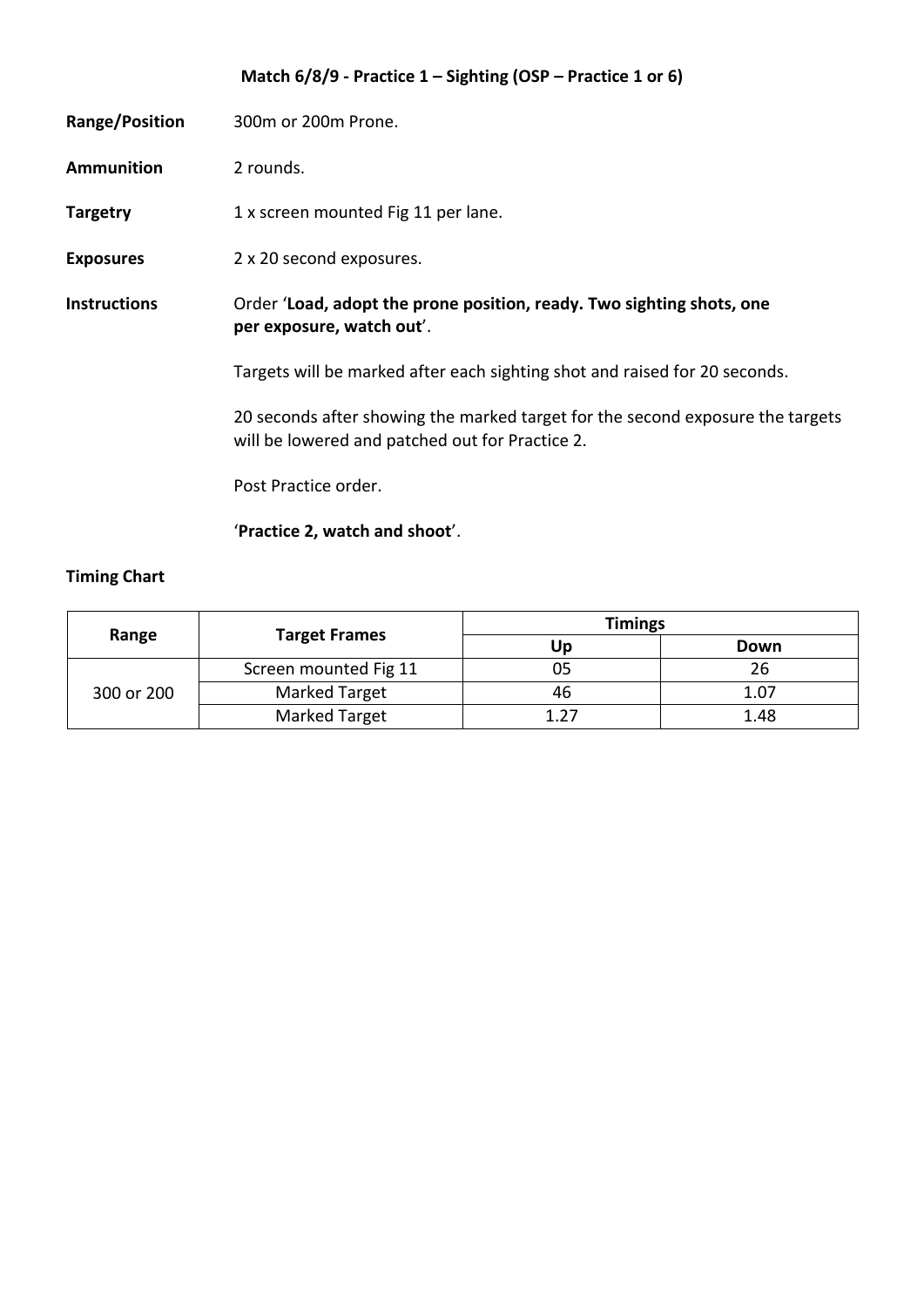**Match 6/8/9 - Practice 1 – Sighting (OSP – Practice 1 or 6)**

**Range/Position** 300m or 200m Prone.

**Ammunition** 2 rounds.

**Targetry** 1 x screen mounted Fig 11 per lane.

**Exposures** 2 x 20 second exposures.

**Instructions** Order '**Load, adopt the prone position, ready. Two sighting shots, one per exposure, watch out**'.

Targets will be marked after each sighting shot and raised for 20 seconds.

20 seconds after showing the marked target for the second exposure the targets will be lowered and patched out for Practice 2.

Post Practice order.

'**Practice 2, watch and shoot**'.

**Timing Chart**

| Range | Target Frames | Timings | |
|---|---|---|---|
| | | Up | Down |
| 300 or 200 | Screen mounted Fig 11 | 05 | 26 |
| | Marked Target | 46 | 1.07 |
| | Marked Target | 1.27 | 1.48 |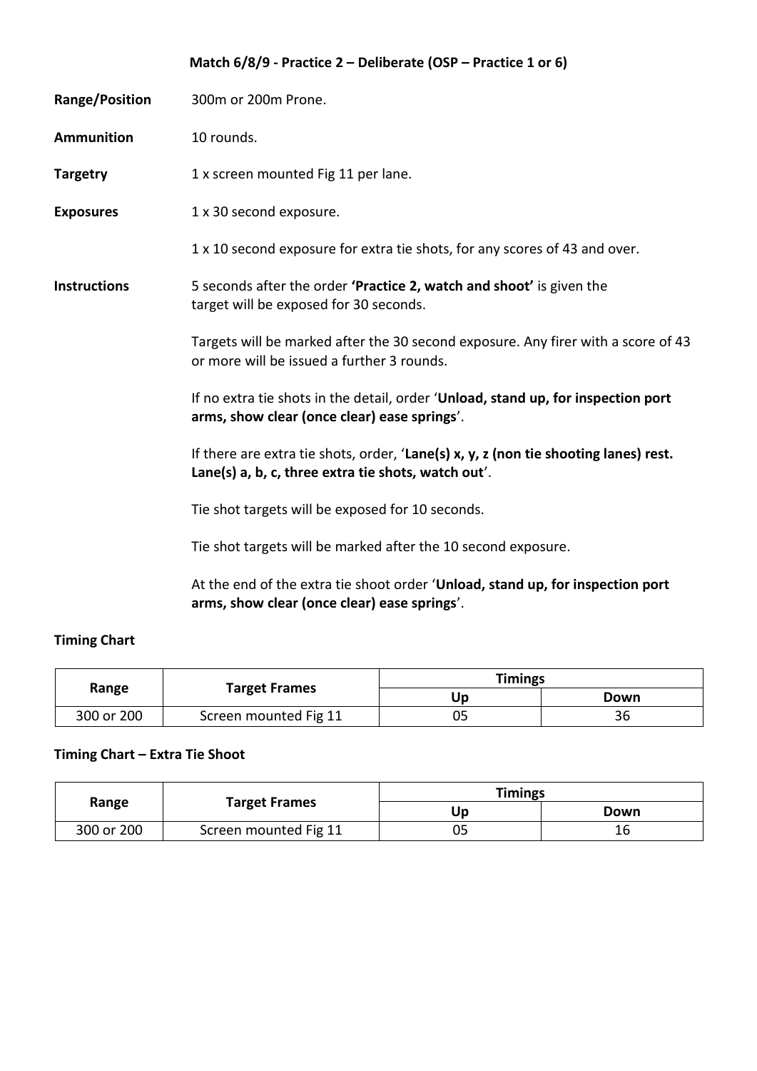**Match 6/8/9 - Practice 2 – Deliberate (OSP – Practice 1 or 6)**

**Range/Position** 300m or 200m Prone.

**Ammunition** 10 rounds.

**Targetry** 1 x screen mounted Fig 11 per lane.

**Exposures** 1 x 30 second exposure.

1 x 10 second exposure for extra tie shots, for any scores of 43 and over.

**Instructions** 5 seconds after the order **'Practice 2, watch and shoot'** is given the target will be exposed for 30 seconds.

Targets will be marked after the 30 second exposure. Any firer with a score of 43 or more will be issued a further 3 rounds.

If no extra tie shots in the detail, order '**Unload, stand up, for inspection port arms, show clear (once clear) ease springs**'.

If there are extra tie shots, order, '**Lane(s) x, y, z (non tie shooting lanes) rest. Lane(s) a, b, c, three extra tie shots, watch out**'.

Tie shot targets will be exposed for 10 seconds.

Tie shot targets will be marked after the 10 second exposure.

At the end of the extra tie shoot order '**Unload, stand up, for inspection port arms, show clear (once clear) ease springs**'.

**Timing Chart**

| Range | Target Frames | Timings | |
|---|---|---|---|
| | | Up | Down |
| 300 or 200 | Screen mounted Fig 11 | 05 | 36 |

**Timing Chart – Extra Tie Shoot**

| Range | Target Frames | Timings | |
|---|---|---|---|
| | | Up | Down |
| 300 or 200 | Screen mounted Fig 11 | 05 | 16 |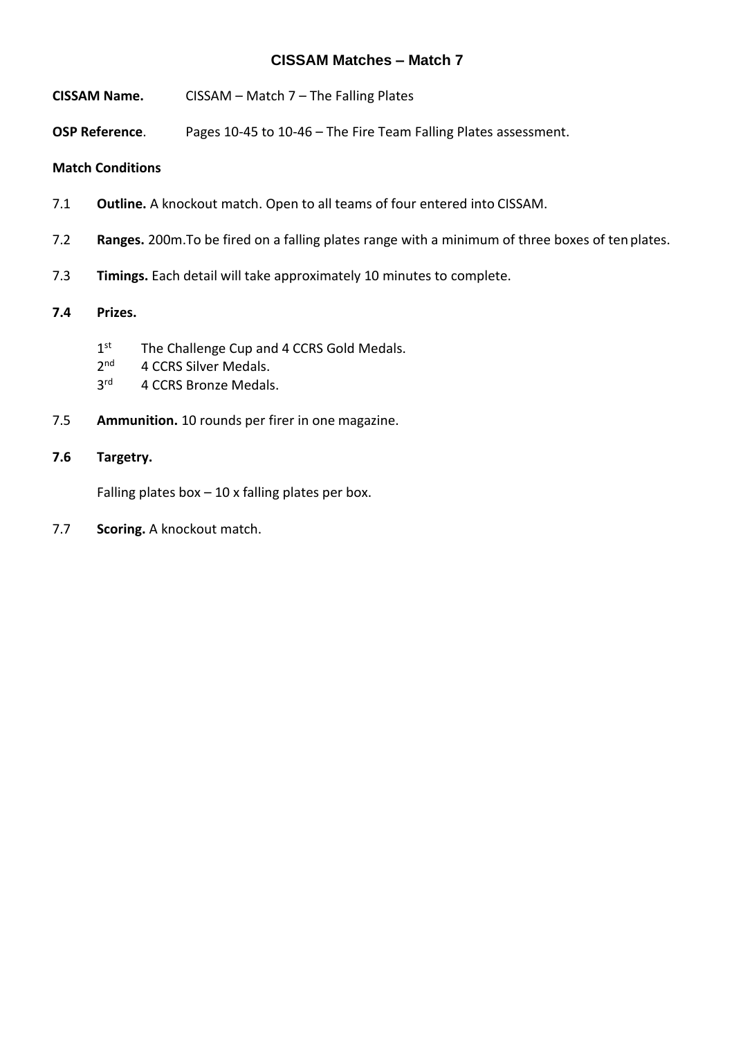## CISSAM Matches – Match 7

**CISSAM Name.** CISSAM – Match 7 – The Falling Plates

**OSP Reference**. Pages 10-45 to 10-46 – The Fire Team Falling Plates assessment.

**Match Conditions**

7.1 **Outline.** A knockout match. Open to all teams of four entered into CISSAM.

7.2 **Ranges.** 200m.To be fired on a falling plates range with a minimum of three boxes of ten plates.

7.3 **Timings.** Each detail will take approximately 10 minutes to complete.

**7.4 Prizes.**

1st The Challenge Cup and 4 CCRS Gold Medals.
2nd 4 CCRS Silver Medals.
3rd 4 CCRS Bronze Medals.

7.5 **Ammunition.** 10 rounds per firer in one magazine.

**7.6 Targetry.**

Falling plates box – 10 x falling plates per box.

7.7 **Scoring.** A knockout match.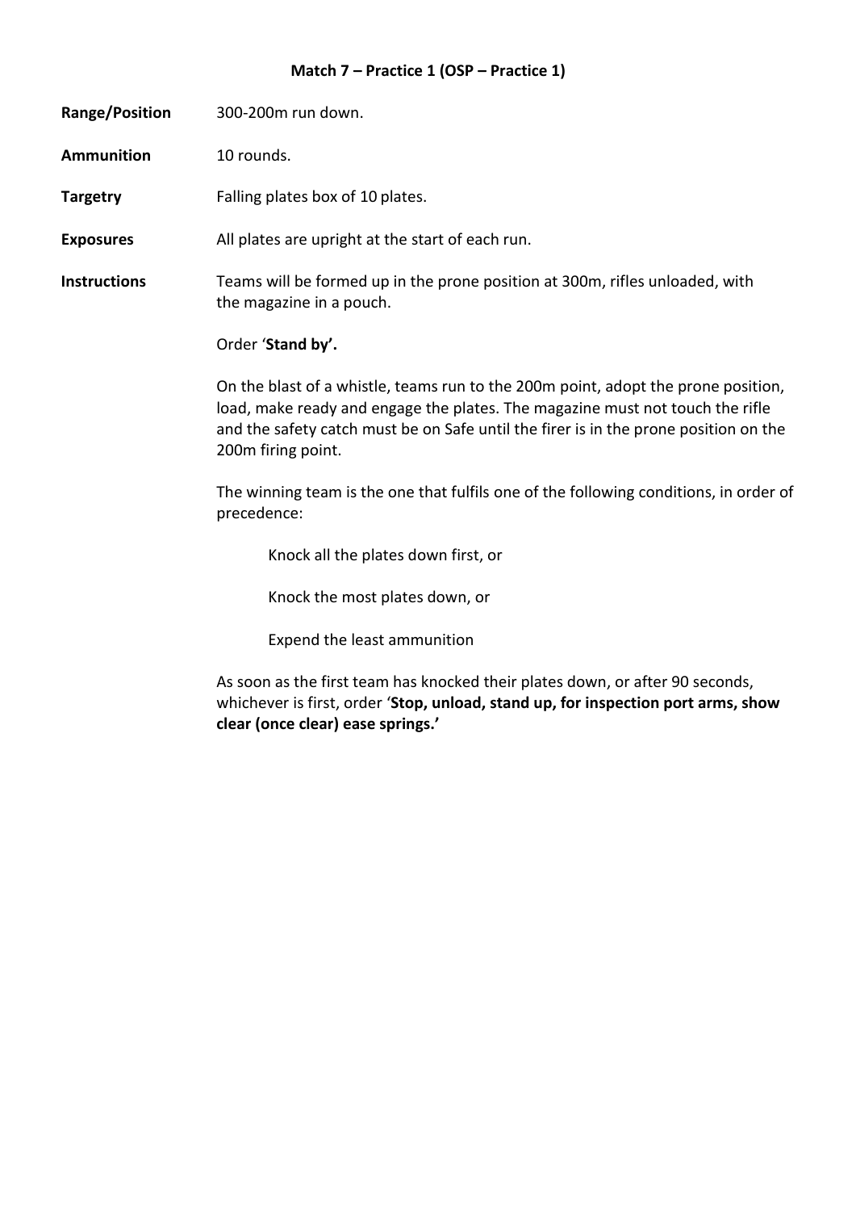# Match 7 – Practice 1 (OSP – Practice 1)

**Range/Position** 300-200m run down.

**Ammunition** 10 rounds.

**Targetry** Falling plates box of 10 plates.

**Exposures** All plates are upright at the start of each run.

**Instructions** Teams will be formed up in the prone position at 300m, rifles unloaded, with the magazine in a pouch.

Order '**Stand by'.**

On the blast of a whistle, teams run to the 200m point, adopt the prone position, load, make ready and engage the plates. The magazine must not touch the rifle and the safety catch must be on Safe until the firer is in the prone position on the 200m firing point.

The winning team is the one that fulfils one of the following conditions, in order of precedence:

> Knock all the plates down first, or
>
> Knock the most plates down, or
>
> Expend the least ammunition

As soon as the first team has knocked their plates down, or after 90 seconds, whichever is first, order '**Stop, unload, stand up, for inspection port arms, show clear (once clear) ease springs.'**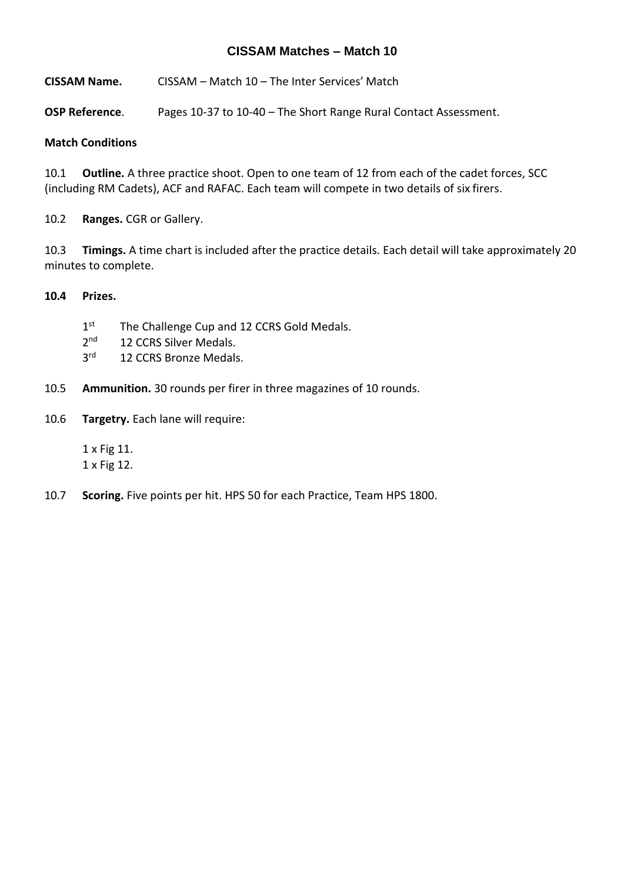# CISSAM Matches – Match 10

**CISSAM Name.** CISSAM – Match 10 – The Inter Services' Match

**OSP Reference**. Pages 10-37 to 10-40 – The Short Range Rural Contact Assessment.

**Match Conditions**

10.1 **Outline.** A three practice shoot. Open to one team of 12 from each of the cadet forces, SCC (including RM Cadets), ACF and RAFAC. Each team will compete in two details of six firers.

10.2 **Ranges.** CGR or Gallery.

10.3 **Timings.** A time chart is included after the practice details. Each detail will take approximately 20 minutes to complete.

**10.4 Prizes.**

1st The Challenge Cup and 12 CCRS Gold Medals.
2nd 12 CCRS Silver Medals.
3rd 12 CCRS Bronze Medals.

10.5 **Ammunition.** 30 rounds per firer in three magazines of 10 rounds.

10.6 **Targetry.** Each lane will require:

1 x Fig 11.
1 x Fig 12.

10.7 **Scoring.** Five points per hit. HPS 50 for each Practice, Team HPS 1800.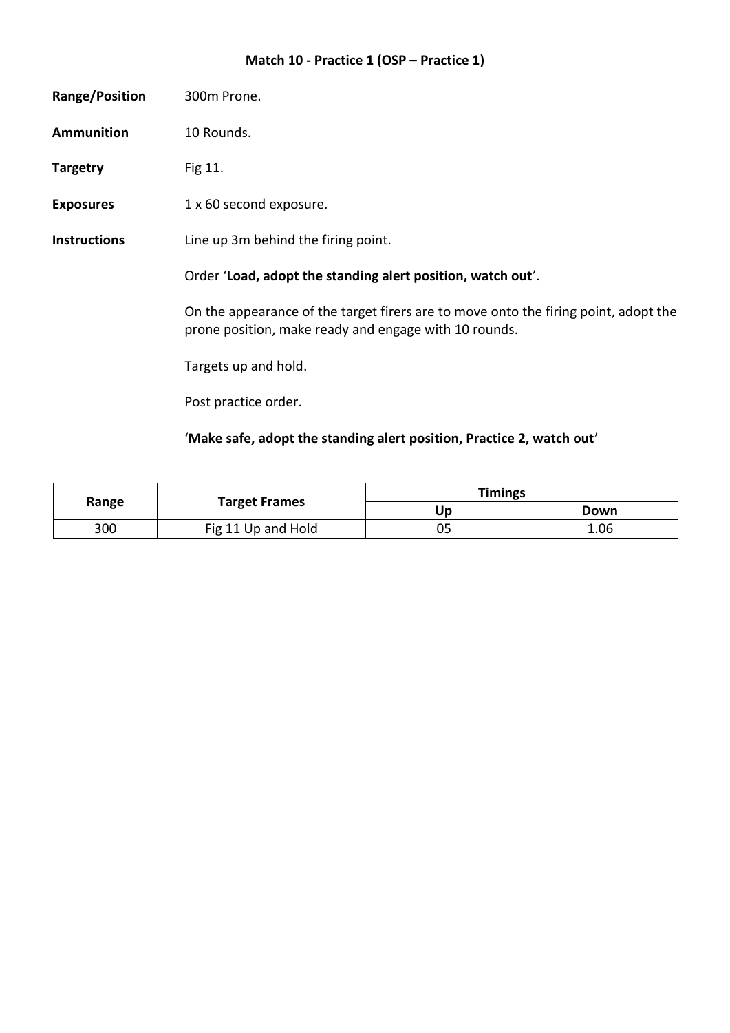## Match 10 - Practice 1 (OSP – Practice 1)

**Range/Position** 300m Prone.

**Ammunition** 10 Rounds.

**Targetry** Fig 11.

**Exposures** 1 x 60 second exposure.

**Instructions** Line up 3m behind the firing point.

Order '**Load, adopt the standing alert position, watch out**'.

On the appearance of the target firers are to move onto the firing point, adopt the prone position, make ready and engage with 10 rounds.

Targets up and hold.

Post practice order.

'**Make safe, adopt the standing alert position, Practice 2, watch out**'

| Range | Target Frames | Timings | |
|---|---|---|---|
| | | Up | Down |
| 300 | Fig 11 Up and Hold | 05 | 1.06 |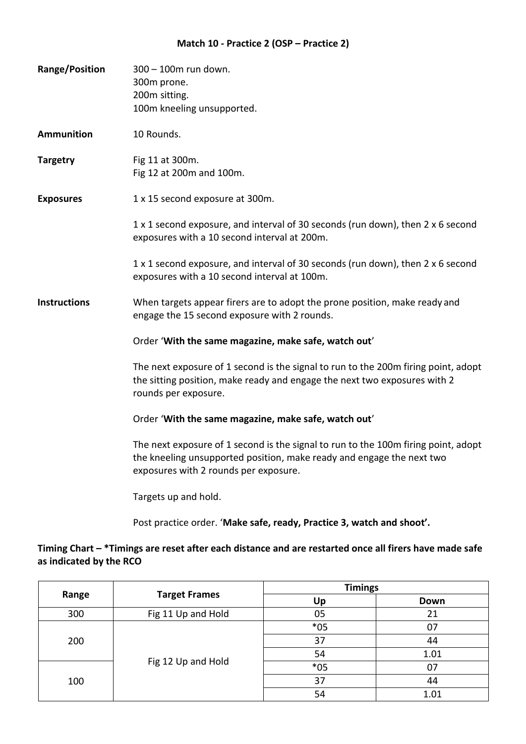## Match 10 - Practice 2 (OSP – Practice 2)

**Range/Position**

300 – 100m run down.
300m prone.
200m sitting.
100m kneeling unsupported.

**Ammunition**

10 Rounds.

**Targetry**

Fig 11 at 300m.
Fig 12 at 200m and 100m.

**Exposures**

1 x 15 second exposure at 300m.

1 x 1 second exposure, and interval of 30 seconds (run down), then 2 x 6 second exposures with a 10 second interval at 200m.

1 x 1 second exposure, and interval of 30 seconds (run down), then 2 x 6 second exposures with a 10 second interval at 100m.

**Instructions**

When targets appear firers are to adopt the prone position, make ready and engage the 15 second exposure with 2 rounds.

Order '**With the same magazine, make safe, watch out**'

The next exposure of 1 second is the signal to run to the 200m firing point, adopt the sitting position, make ready and engage the next two exposures with 2 rounds per exposure.

Order '**With the same magazine, make safe, watch out**'

The next exposure of 1 second is the signal to run to the 100m firing point, adopt the kneeling unsupported position, make ready and engage the next two exposures with 2 rounds per exposure.

Targets up and hold.

Post practice order. '**Make safe, ready, Practice 3, watch and shoot'.**

**Timing Chart – *Timings are reset after each distance and are restarted once all firers have made safe as indicated by the RCO**

| Range | Target Frames | Timings | |
|---|---|---|---|
| | | Up | Down |
| 300 | Fig 11 Up and Hold | 05 | 21 |
| 200 | Fig 12 Up and Hold | *05 | 07 |
| | | 37 | 44 |
| | | 54 | 1.01 |
| 100 | | *05 | 07 |
| | | 37 | 44 |
| | | 54 | 1.01 |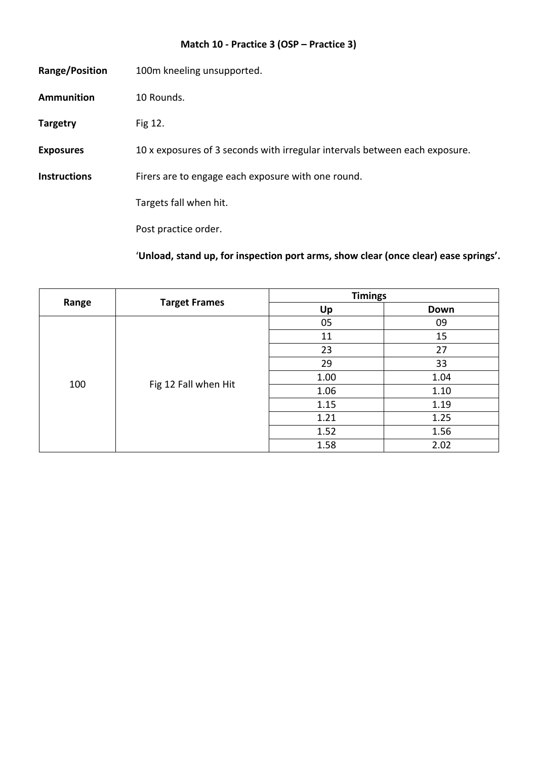**Match 10 - Practice 3 (OSP – Practice 3)**

**Range/Position** 100m kneeling unsupported.

**Ammunition** 10 Rounds.

**Targetry** Fig 12.

**Exposures** 10 x exposures of 3 seconds with irregular intervals between each exposure.

**Instructions** Firers are to engage each exposure with one round.

Targets fall when hit.

Post practice order.

'**Unload, stand up, for inspection port arms, show clear (once clear) ease springs'.**

| Range | Target Frames | Timings | |
|---|---|---|---|
| | | Up | Down |
| 100 | Fig 12 Fall when Hit | 05 | 09 |
| | | 11 | 15 |
| | | 23 | 27 |
| | | 29 | 33 |
| | | 1.00 | 1.04 |
| | | 1.06 | 1.10 |
| | | 1.15 | 1.19 |
| | | 1.21 | 1.25 |
| | | 1.52 | 1.56 |
| | | 1.58 | 2.02 |